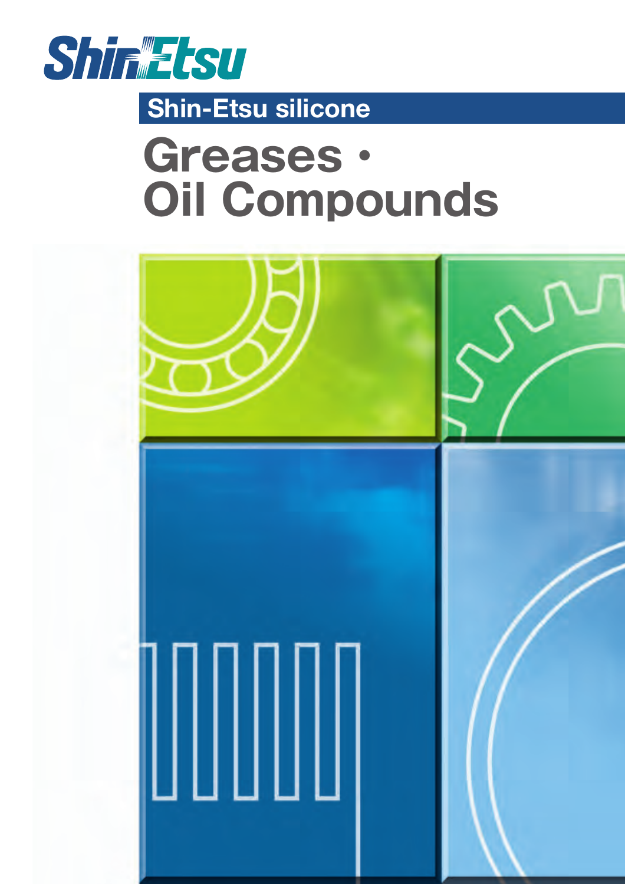Shin-Etsu

## Shin-Etsu silicone

# Greases・Oil Compounds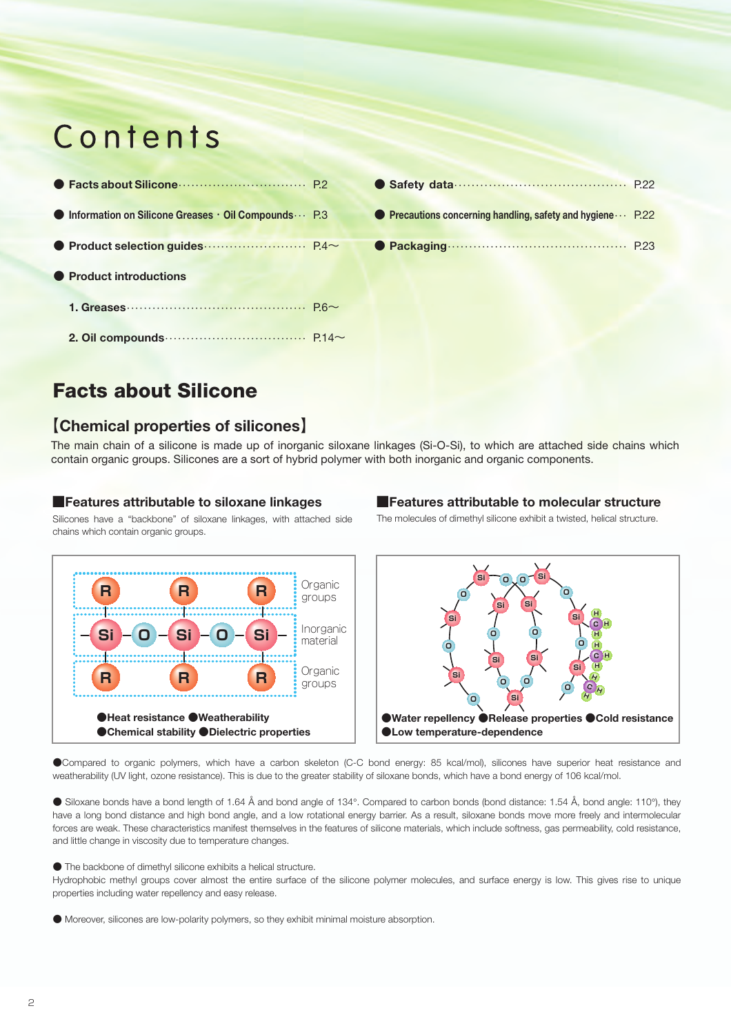# Contents

- **Facts about Silicone** ………… P.2
- **Information on Silicone Greases・Oil Compounds** … P.3
- **Product selection guides** ………… P.4～
- **Product introductions**
  - **1. Greases** ………… P.6～
  - **2. Oil compounds** ………… P.14～
- **Safety data** ………… P.22
- **Precautions concerning handling, safety and hygiene** … P.22
- **Packaging** ………… P.23

# Facts about Silicone

## 【Chemical properties of silicones】

The main chain of a silicone is made up of inorganic siloxane linkages (Si-O-Si), to which are attached side chains which contain organic groups. Silicones are a sort of hybrid polymer with both inorganic and organic components.

### ■Features attributable to siloxane linkages

Silicones have a "backbone" of siloxane linkages, with attached side chains which contain organic groups.

Organic groups
Inorganic material
Organic groups

●Heat resistance ●Weatherability
●Chemical stability ●Dielectric properties

### ■Features attributable to molecular structure

The molecules of dimethyl silicone exhibit a twisted, helical structure.

●Water repellency ●Release properties ●Cold resistance
●Low temperature-dependence

●Compared to organic polymers, which have a carbon skeleton (C-C bond energy: 85 kcal/mol), silicones have superior heat resistance and weatherability (UV light, ozone resistance). This is due to the greater stability of siloxane bonds, which have a bond energy of 106 kcal/mol.

● Siloxane bonds have a bond length of 1.64 Å and bond angle of 134°. Compared to carbon bonds (bond distance: 1.54 Å, bond angle: 110°), they have a long bond distance and high bond angle, and a low rotational energy barrier. As a result, siloxane bonds move more freely and intermolecular forces are weak. These characteristics manifest themselves in the features of silicone materials, which include softness, gas permeability, cold resistance, and little change in viscosity due to temperature changes.

● The backbone of dimethyl silicone exhibits a helical structure.
Hydrophobic methyl groups cover almost the entire surface of the silicone polymer molecules, and surface energy is low. This gives rise to unique properties including water repellency and easy release.

● Moreover, silicones are low-polarity polymers, so they exhibit minimal moisture absorption.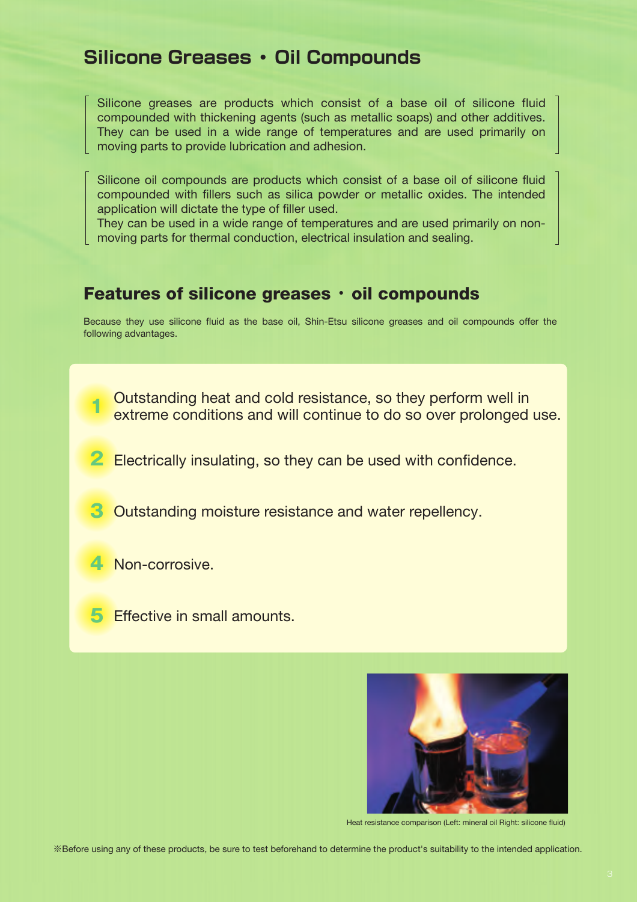## Silicone Greases • Oil Compounds

Silicone greases are products which consist of a base oil of silicone fluid compounded with thickening agents (such as metallic soaps) and other additives. They can be used in a wide range of temperatures and are used primarily on moving parts to provide lubrication and adhesion.

Silicone oil compounds are products which consist of a base oil of silicone fluid compounded with fillers such as silica powder or metallic oxides. The intended application will dictate the type of filler used.
They can be used in a wide range of temperatures and are used primarily on non-moving parts for thermal conduction, electrical insulation and sealing.

## Features of silicone greases・oil compounds

Because they use silicone fluid as the base oil, Shin-Etsu silicone greases and oil compounds offer the following advantages.

1. Outstanding heat and cold resistance, so they perform well in extreme conditions and will continue to do so over prolonged use.
2. Electrically insulating, so they can be used with confidence.
3. Outstanding moisture resistance and water repellency.
4. Non-corrosive.
5. Effective in small amounts.

Heat resistance comparison (Left: mineral oil Right: silicone fluid)

※Before using any of these products, be sure to test beforehand to determine the product's suitability to the intended application.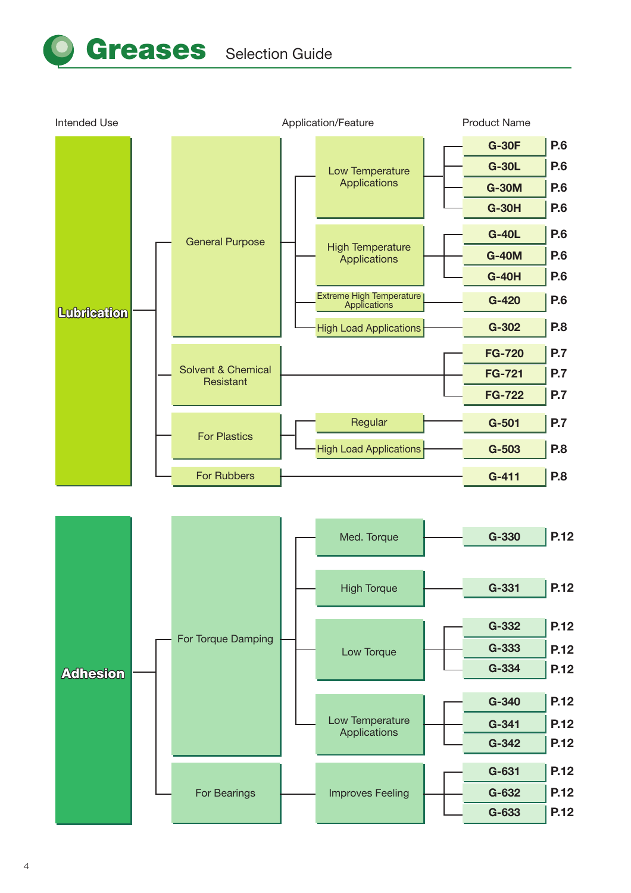# Greases Selection Guide

| Intended Use | | Application/Feature | Product Name | |
|---|---|---|---|---|
| Lubrication | General Purpose | Low Temperature Applications | G-30F | P.6 |
| | | | G-30L | P.6 |
| | | | G-30M | P.6 |
| | | | G-30H | P.6 |
| | | High Temperature Applications | G-40L | P.6 |
| | | | G-40M | P.6 |
| | | | G-40H | P.6 |
| | | Extreme High Temperature Applications | G-420 | P.6 |
| | | High Load Applications | G-302 | P.8 |
| | Solvent & Chemical Resistant | | FG-720 | P.7 |
| | | | FG-721 | P.7 |
| | | | FG-722 | P.7 |
| | For Plastics | Regular | G-501 | P.7 |
| | | High Load Applications | G-503 | P.8 |
| | For Rubbers | | G-411 | P.8 |
| Adhesion | For Torque Damping | Med. Torque | G-330 | P.12 |
| | | High Torque | G-331 | P.12 |
| | | Low Torque | G-332 | P.12 |
| | | | G-333 | P.12 |
| | | | G-334 | P.12 |
| | | Low Temperature Applications | G-340 | P.12 |
| | | | G-341 | P.12 |
| | | | G-342 | P.12 |
| | For Bearings | Improves Feeling | G-631 | P.12 |
| | | | G-632 | P.12 |
| | | | G-633 | P.12 |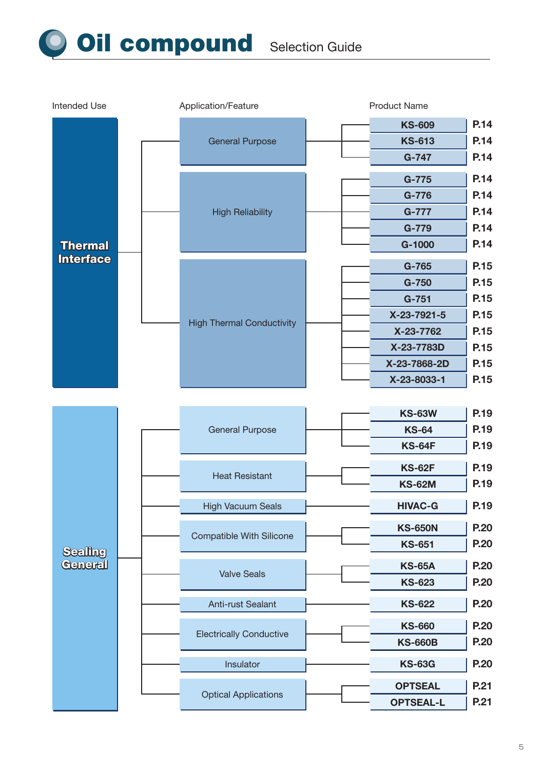# Oil compound Selection Guide

| Intended Use | Application/Feature | Product Name | Page |
|---|---|---|---|
| Thermal Interface | General Purpose | KS-609 | P.14 |
| | | KS-613 | P.14 |
| | | G-747 | P.14 |
| | High Reliability | G-775 | P.14 |
| | | G-776 | P.14 |
| | | G-777 | P.14 |
| | | G-779 | P.14 |
| | | G-1000 | P.14 |
| | High Thermal Conductivity | G-765 | P.15 |
| | | G-750 | P.15 |
| | | G-751 | P.15 |
| | | X-23-7921-5 | P.15 |
| | | X-23-7762 | P.15 |
| | | X-23-7783D | P.15 |
| | | X-23-7868-2D | P.15 |
| | | X-23-8033-1 | P.15 |
| Sealing General | General Purpose | KS-63W | P.19 |
| | | KS-64 | P.19 |
| | | KS-64F | P.19 |
| | Heat Resistant | KS-62F | P.19 |
| | | KS-62M | P.19 |
| | High Vacuum Seals | HIVAC-G | P.19 |
| | Compatible With Silicone | KS-650N | P.20 |
| | | KS-651 | P.20 |
| | Valve Seals | KS-65A | P.20 |
| | | KS-623 | P.20 |
| | Anti-rust Sealant | KS-622 | P.20 |
| | Electrically Conductive | KS-660 | P.20 |
| | | KS-660B | P.20 |
| | Insulator | KS-63G | P.20 |
| | Optical Applications | OPTSEAL | P.21 |
| | | OPTSEAL-L | P.21 |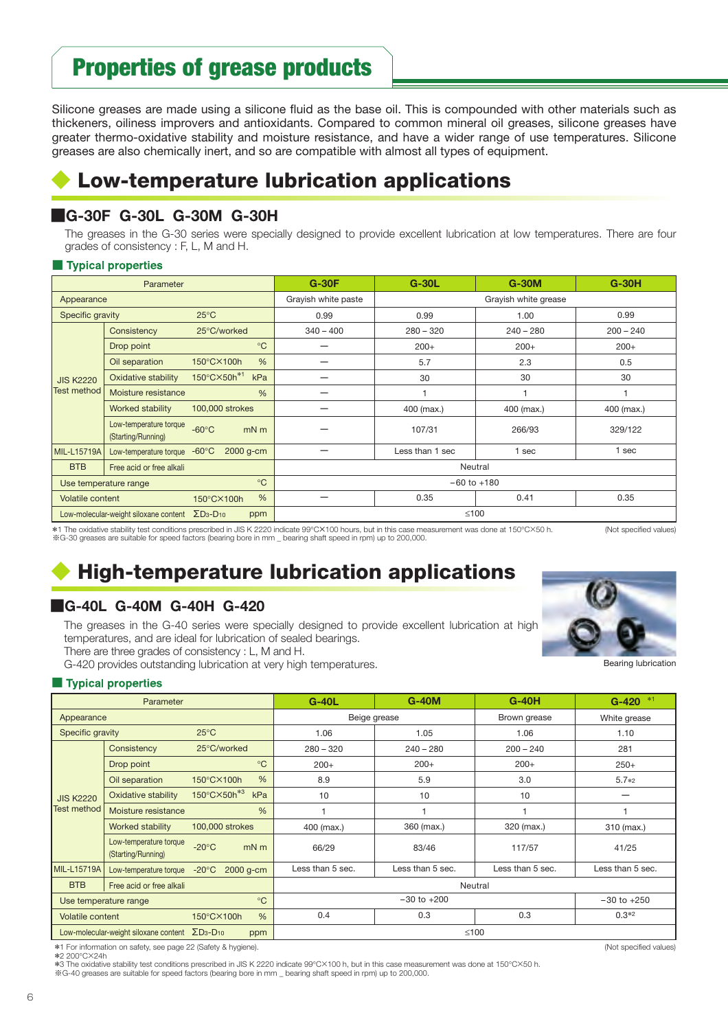# Properties of grease products

Silicone greases are made using a silicone fluid as the base oil. This is compounded with other materials such as thickeners, oiliness improvers and antioxidants. Compared to common mineral oil greases, silicone greases have greater thermo-oxidative stability and moisture resistance, and have a wider range of use temperatures. Silicone greases are also chemically inert, and so are compatible with almost all types of equipment.

## Low-temperature lubrication applications

### G-30F G-30L G-30M G-30H

The greases in the G-30 series were specially designed to provide excellent lubrication at low temperatures. There are four grades of consistency : F, L, M and H.

#### Typical properties

| Parameter | | | | G-30F | G-30L | G-30M | G-30H |
|---|---|---|---|---|---|---|---|
| Appearance | | | | Grayish white paste | Grayish white grease | | |
| Specific gravity | | 25°C | | 0.99 | 0.99 | 1.00 | 0.99 |
| JIS K2220 Test method | Consistency | 25°C/worked | | 340 – 400 | 280 – 320 | 240 – 280 | 200 – 240 |
| | Drop point | | °C | — | 200+ | 200+ | 200+ |
| | Oil separation | 150°C×100h | % | — | 5.7 | 2.3 | 0.5 |
| | Oxidative stability | 150°C×50h*1 | kPa | — | 30 | 30 | 30 |
| | Moisture resistance | | % | — | 1 | 1 | 1 |
| | Worked stability | 100,000 strokes | | — | 400 (max.) | 400 (max.) | 400 (max.) |
| | Low-temperature torque (Starting/Running) | -60°C | mN m | — | 107/31 | 266/93 | 329/122 |
| MIL-L15719A | Low-temperature torque | -60°C 2000 g-cm | | — | Less than 1 sec | 1 sec | 1 sec |
| BTB | Free acid or free alkali | | | Neutral | | | |
| Use temperature range | | | °C | −60 to +180 | | | |
| Volatile content | | 150°C×100h | % | — | 0.35 | 0.41 | 0.35 |
| Low-molecular-weight siloxane content | | $\Sigma D_3\text{-}D_{10}$ | ppm | ≤100 | | | |

*1 The oxidative stability test conditions prescribed in JIS K 2220 indicate 99°C×100 hours, but in this case measurement was done at 150°C×50 h.
※G-30 greases are suitable for speed factors (bearing bore in mm _ bearing shaft speed in rpm) up to 200,000.

(Not specified values)

## High-temperature lubrication applications

### G-40L G-40M G-40H G-420

The greases in the G-40 series were specially designed to provide excellent lubrication at high temperatures, and are ideal for lubrication of sealed bearings.
There are three grades of consistency : L, M and H.
G-420 provides outstanding lubrication at very high temperatures.

Bearing lubrication

#### Typical properties

| Parameter | | | | G-40L | G-40M | G-40H | G-420 *1 |
|---|---|---|---|---|---|---|---|
| Appearance | | | | Beige grease | | Brown grease | White grease |
| Specific gravity | | 25°C | | 1.06 | 1.05 | 1.06 | 1.10 |
| JIS K2220 Test method | Consistency | 25°C/worked | | 280 – 320 | 240 – 280 | 200 – 240 | 281 |
| | Drop point | | °C | 200+ | 200+ | 200+ | 250+ |
| | Oil separation | 150°C×100h | % | 8.9 | 5.9 | 3.0 | 5.7*2 |
| | Oxidative stability | 150°C×50h*3 | kPa | 10 | 10 | 10 | — |
| | Moisture resistance | | % | 1 | 1 | 1 | 1 |
| | Worked stability | 100,000 strokes | | 400 (max.) | 360 (max.) | 320 (max.) | 310 (max.) |
| | Low-temperature torque (Starting/Running) | -20°C | mN m | 66/29 | 83/46 | 117/57 | 41/25 |
| MIL-L15719A | Low-temperature torque | -20°C 2000 g-cm | | Less than 5 sec. | Less than 5 sec. | Less than 5 sec. | Less than 5 sec. |
| BTB | Free acid or free alkali | | | Neutral | | | |
| Use temperature range | | | °C | −30 to +200 | | | −30 to +250 |
| Volatile content | | 150°C×100h | % | 0.4 | 0.3 | 0.3 | 0.3*2 |
| Low-molecular-weight siloxane content | | $\Sigma D_3\text{-}D_{10}$ | ppm | ≤100 | | | |

*1 For information on safety, see page 22 (Safety & hygiene).
*2 200°C×24h
*3 The oxidative stability test conditions prescribed in JIS K 2220 indicate 99°C×100 h, but in this case measurement was done at 150°C×50 h.
※G-40 greases are suitable for speed factors (bearing bore in mm _ bearing shaft speed in rpm) up to 200,000.

(Not specified values)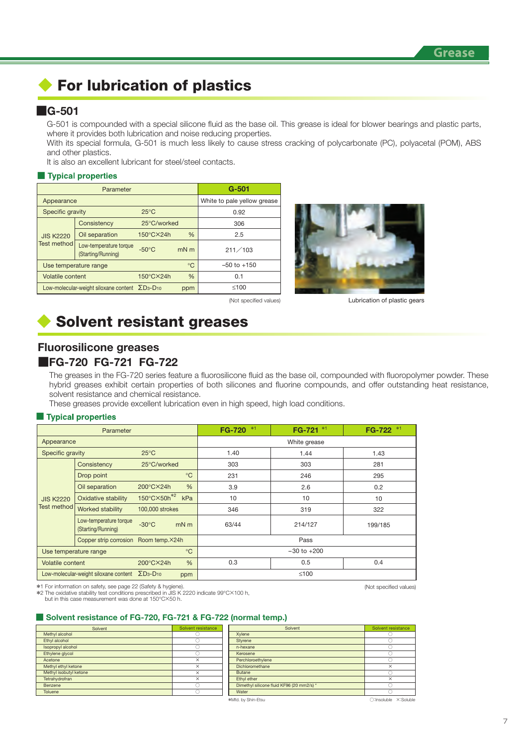# For lubrication of plastics

## G-501

G-501 is compounded with a special silicone fluid as the base oil. This grease is ideal for blower bearings and plastic parts, where it provides both lubrication and noise reducing properties.
With its special formula, G-501 is much less likely to cause stress cracking of polycarbonate (PC), polyacetal (POM), ABS and other plastics.
It is also an excellent lubricant for steel/steel contacts.

### Typical properties

| Parameter | | | | G-501 |
|---|---|---|---|---|
| Appearance | | | | White to pale yellow grease |
| Specific gravity | | 25°C | | 0.92 |
| JIS K2220 Test method | Consistency | 25°C/worked | | 306 |
| | Oil separation | 150°C×24h | % | 2.5 |
| | Low-temperature torque (Starting/Running) | -50°C | mN m | 211／103 |
| Use temperature range | | | °C | −50 to +150 |
| Volatile content | | 150°C×24h | % | 0.1 |
| Low-molecular-weight siloxane content | | $\Sigma D_3$-$D_{10}$ | ppm | ≤100 |

(Not specified values)

Lubrication of plastic gears

# Solvent resistant greases

## Fluorosilicone greases

## FG-720 FG-721 FG-722

The greases in the FG-720 series feature a fluorosilicone fluid as the base oil, compounded with fluoropolymer powder. These hybrid greases exhibit certain properties of both silicones and fluorine compounds, and offer outstanding heat resistance, solvent resistance and chemical resistance.
These greases provide excellent lubrication even in high speed, high load conditions.

### Typical properties

| Parameter | | | | FG-720 *1 | FG-721 *1 | FG-722 *1 |
|---|---|---|---|---|---|---|
| Appearance | | | | White grease | | |
| Specific gravity | | 25°C | | 1.40 | 1.44 | 1.43 |
| JIS K2220 Test method | Consistency | 25°C/worked | | 303 | 303 | 281 |
| | Drop point | | °C | 231 | 246 | 295 |
| | Oil separation | 200°C×24h | % | 3.9 | 2.6 | 0.2 |
| | Oxidative stability | 150°C×50h *2 | kPa | 10 | 10 | 10 |
| | Worked stability | 100,000 strokes | | 346 | 319 | 322 |
| | Low-temperature torque (Starting/Running) | -30°C | mN m | 63/44 | 214/127 | 199/185 |
| | Copper strip corrosion | Room temp.×24h | | Pass | | |
| Use temperature range | | | °C | −30 to +200 | | |
| Volatile content | | 200°C×24h | % | 0.3 | 0.5 | 0.4 |
| Low-molecular-weight siloxane content | | $\Sigma D_3$-$D_{10}$ | ppm | ≤100 | | |

*1 For information on safety, see page 22 (Safety & hygiene).
*2 The oxidative stability test conditions prescribed in JIS K 2220 indicate 99°C×100 h, but in this case measurement was done at 150°C×50 h.

(Not specified values)

### Solvent resistance of FG-720, FG-721 & FG-722 (normal temp.)

| Solvent | Solvent resistance |
|---|---|
| Methyl alcohol | ○ |
| Ethyl alcohol | ○ |
| Isopropyl alcohol | ○ |
| Ethylene glycol | ○ |
| Acetone | × |
| Methyl ethyl ketone | × |
| Methyl isobutyl ketone | × |
| Tetrahydrofran | × |
| Benzene | ○ |
| Toluene | ○ |

| Solvent | Solvent resistance |
|---|---|
| Xylene | ○ |
| Styrene | ○ |
| n-hexane | ○ |
| Kerosene | ○ |
| Perchloroethylene | ○ |
| Dichloromethane | × |
| Butane | ○ |
| Ethyl ether | × |
| Dimethyl silicone fluid KF96 (20 mm2/s) * | ○ |
| Water | ○ |

*Mfd. by Shin-Etsu

○:Insoluble ×:Soluble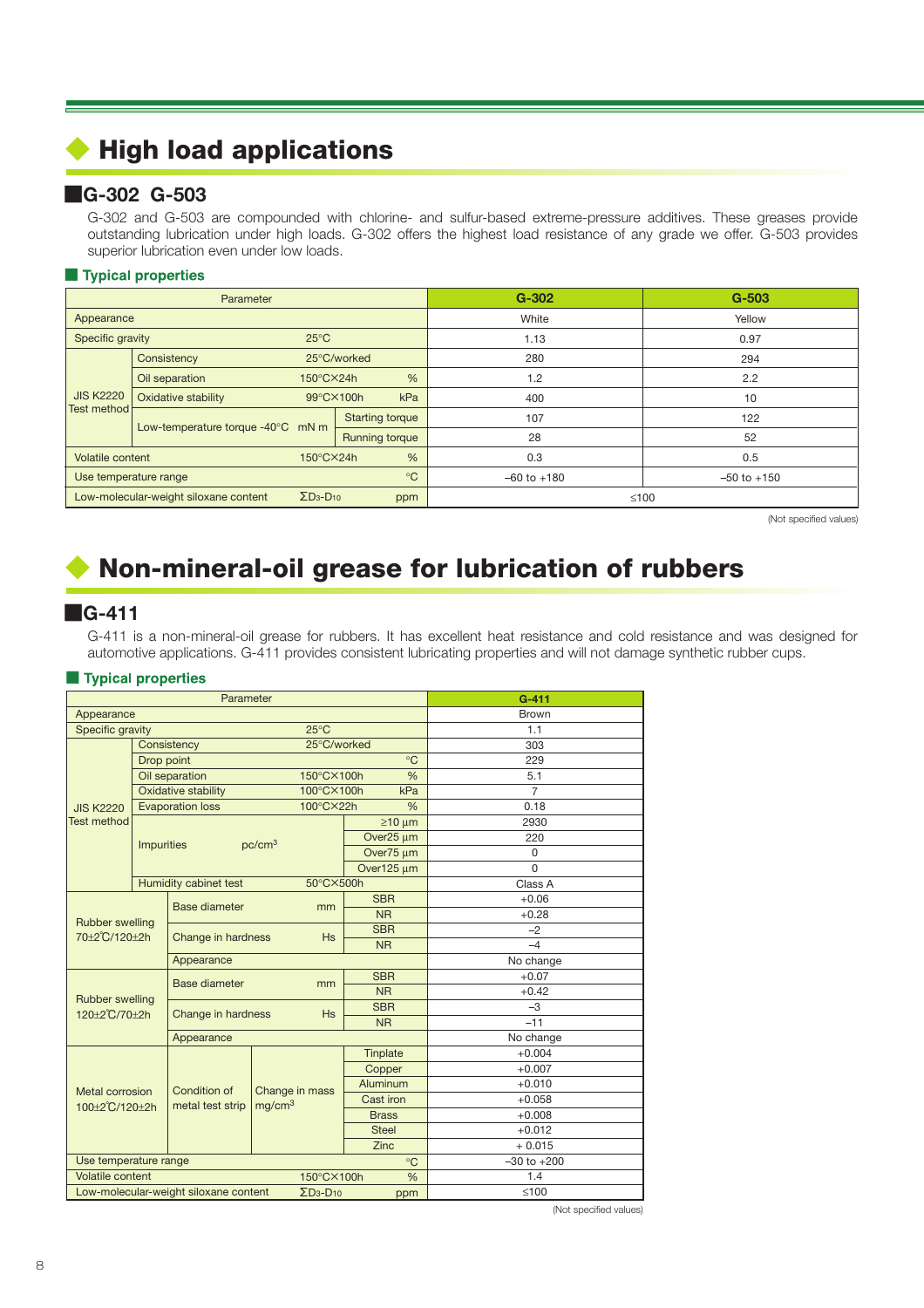## High load applications

### G-302 G-503

G-302 and G-503 are compounded with chlorine- and sulfur-based extreme-pressure additives. These greases provide outstanding lubrication under high loads. G-302 offers the highest load resistance of any grade we offer. G-503 provides superior lubrication even under low loads.

#### Typical properties

| Parameter | | | | | G-302 | G-503 |
|---|---|---|---|---|---|---|
| Appearance | | | | | White | Yellow |
| Specific gravity | | 25°C | | | 1.13 | 0.97 |
| JIS K2220 Test method | Consistency | 25°C/worked | | | 280 | 294 |
| | Oil separation | 150°C×24h | % | | 1.2 | 2.2 |
| | Oxidative stability | 99°C×100h | kPa | | 400 | 10 |
| | Low-temperature torque -40°C | | mN m | Starting torque | 107 | 122 |
| | | | | Running torque | 28 | 52 |
| Volatile content | | 150°C×24h | % | | 0.3 | 0.5 |
| Use temperature range | | | °C | | –60 to +180 | –50 to +150 |
| Low-molecular-weight siloxane content | | $\Sigma D_3$-$D_{10}$ | ppm | | ≤100 | |

(Not specified values)

## Non-mineral-oil grease for lubrication of rubbers

### G-411

G-411 is a non-mineral-oil grease for rubbers. It has excellent heat resistance and cold resistance and was designed for automotive applications. G-411 provides consistent lubricating properties and will not damage synthetic rubber cups.

#### Typical properties

| Parameter | | | | | | G-411 |
|---|---|---|---|---|---|---|
| Appearance | | | | | | Brown |
| Specific gravity | | | 25°C | | | 1.1 |
| JIS K2220 Test method | Consistency | | 25°C/worked | | | 303 |
| | Drop point | | | °C | | 229 |
| | Oil separation | | 150°C×100h | % | | 5.1 |
| | Oxidative stability | | 100°C×100h | kPa | | 7 |
| | Evaporation loss | | 100°C×22h | % | | 0.18 |
| | Impurities | pc/cm³ | | | ≥10 µm | 2930 |
| | | | | | Over25 µm | 220 |
| | | | | | Over75 µm | 0 |
| | | | | | Over125 µm | 0 |
| | Humidity cabinet test | | 50°C×500h | | | Class A |
| Rubber swelling 70±2℃/120±2h | Base diameter | | | mm | SBR | +0.06 |
| | | | | | NR | +0.28 |
| | Change in hardness | | | Hs | SBR | –2 |
| | | | | | NR | –4 |
| | Appearance | | | | | No change |
| Rubber swelling 120±2℃/70±2h | Base diameter | | | mm | SBR | +0.07 |
| | | | | | NR | +0.42 |
| | Change in hardness | | | Hs | SBR | –3 |
| | | | | | NR | –11 |
| | Appearance | | | | | No change |
| Metal corrosion 100±2℃/120±2h | Condition of metal test strip | Change in mass mg/cm³ | | | Tinplate | +0.004 |
| | | | | | Copper | +0.007 |
| | | | | | Aluminum | +0.010 |
| | | | | | Cast iron | +0.058 |
| | | | | | Brass | +0.008 |
| | | | | | Steel | +0.012 |
| | | | | | Zinc | + 0.015 |
| Use temperature range | | | | °C | | –30 to +200 |
| Volatile content | | | 150°C×100h | % | | 1.4 |
| Low-molecular-weight siloxane content | | | $\Sigma D_3$-$D_{10}$ | ppm | | ≤100 |

(Not specified values)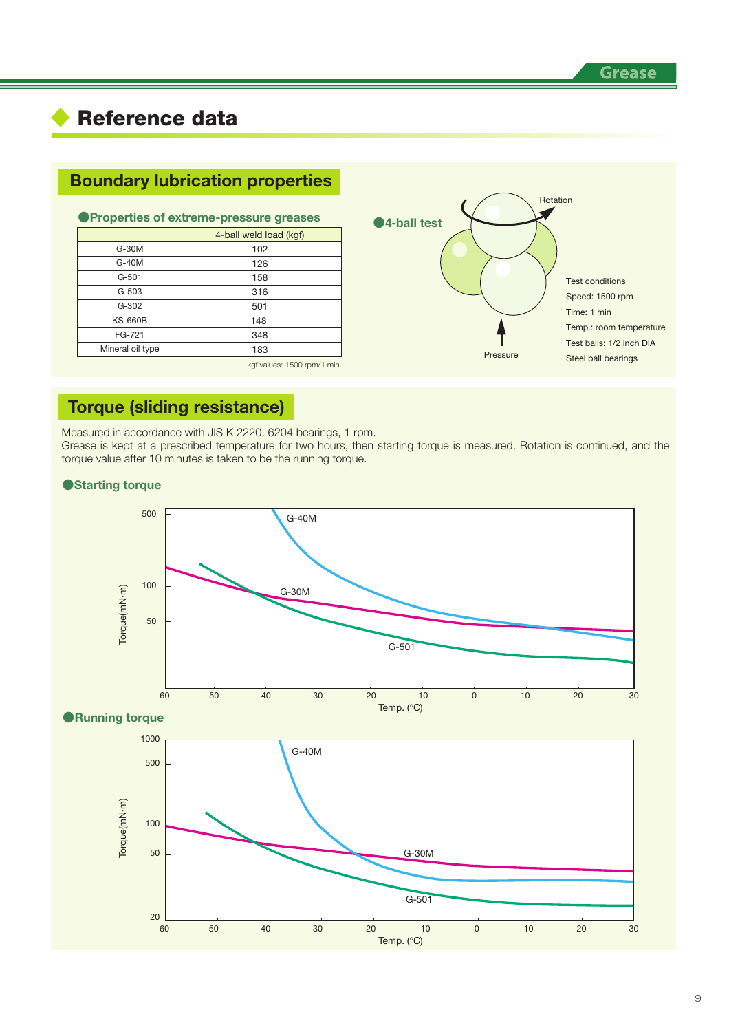## Reference data

### Boundary lubrication properties

●**Properties of extreme-pressure greases**

| | 4-ball weld load (kgf) |
|---|---|
| G-30M | 102 |
| G-40M | 126 |
| G-501 | 158 |
| G-503 | 316 |
| G-302 | 501 |
| KS-660B | 148 |
| FG-721 | 348 |
| Mineral oil type | 183 |

kgf values: 1500 rpm/1 min.

●**4-ball test**

Rotation

Pressure

Test conditions
Speed: 1500 rpm
Time: 1 min
Temp.: room temperature
Test balls: 1/2 inch DIA
Steel ball bearings

### Torque (sliding resistance)

Measured in accordance with JIS K 2220. 6204 bearings, 1 rpm.
Grease is kept at a prescribed temperature for two hours, then starting torque is measured. Rotation is continued, and the torque value after 10 minutes is taken to be the running torque.

●**Starting torque**

Torque(mN·m): 500, 100, 50
Temp. (°C): -60, -50, -40, -30, -20, -10, 0, 10, 20, 30
G-40M, G-30M, G-501

●**Running torque**

Torque(mN·m): 1000, 500, 100, 50, 20
Temp. (°C): -60, -50, -40, -30, -20, -10, 0, 10, 20, 30
G-40M, G-30M, G-501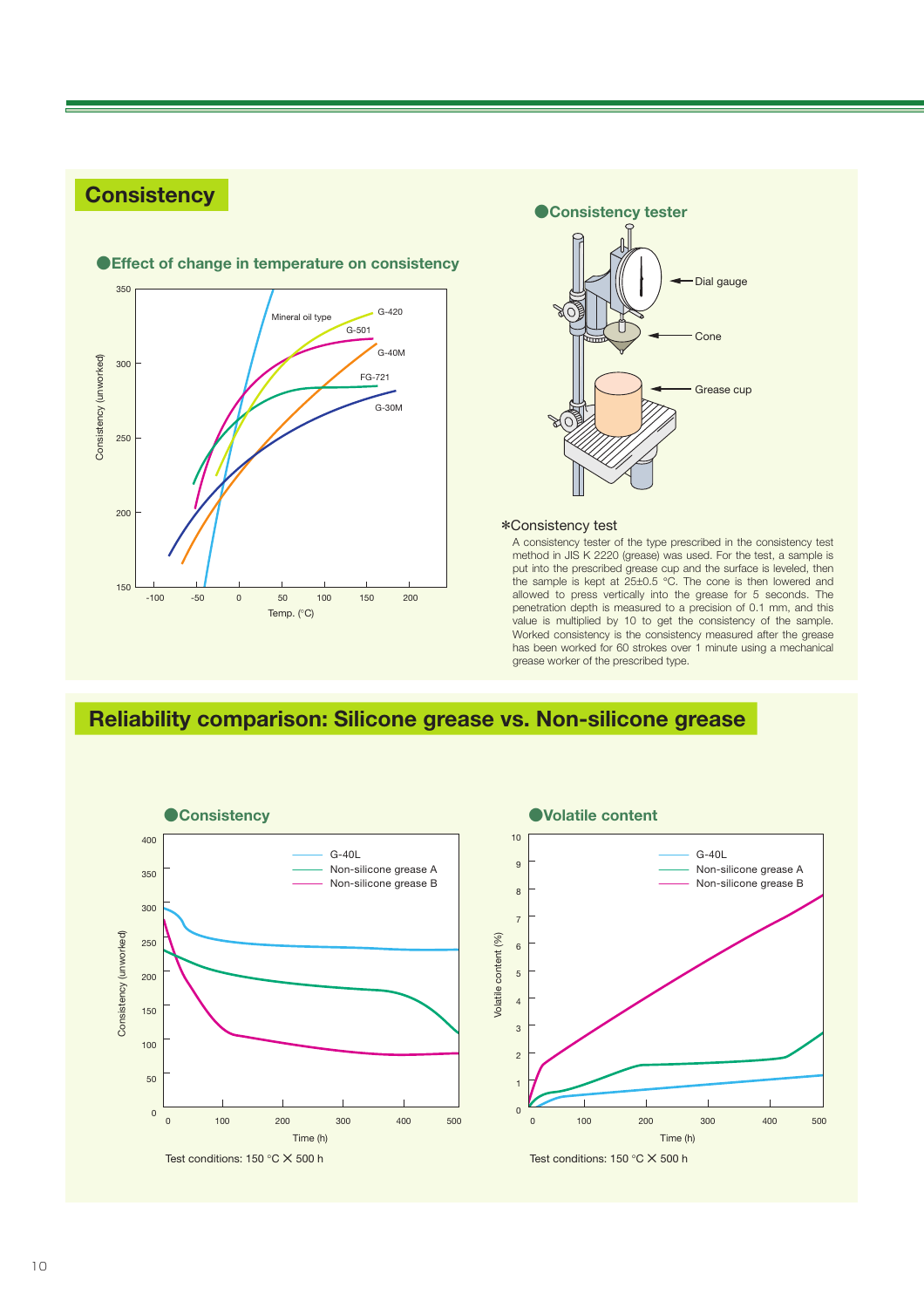## Consistency

### ●Effect of change in temperature on consistency

### ●Consistency tester

Dial gauge

Cone

Grease cup

*Consistency test

A consistency tester of the type prescribed in the consistency test method in JIS K 2220 (grease) was used. For the test, a sample is put into the prescribed grease cup and the surface is leveled, then the sample is kept at 25±0.5 °C. The cone is then lowered and allowed to press vertically into the grease for 5 seconds. The penetration depth is measured to a precision of 0.1 mm, and this value is multiplied by 10 to get the consistency of the sample. Worked consistency is the consistency measured after the grease has been worked for 60 strokes over 1 minute using a mechanical grease worker of the prescribed type.

## Reliability comparison: Silicone grease vs. Non-silicone grease

### ●Consistency

Test conditions: 150 °C × 500 h

### ●Volatile content

Test conditions: 150 °C × 500 h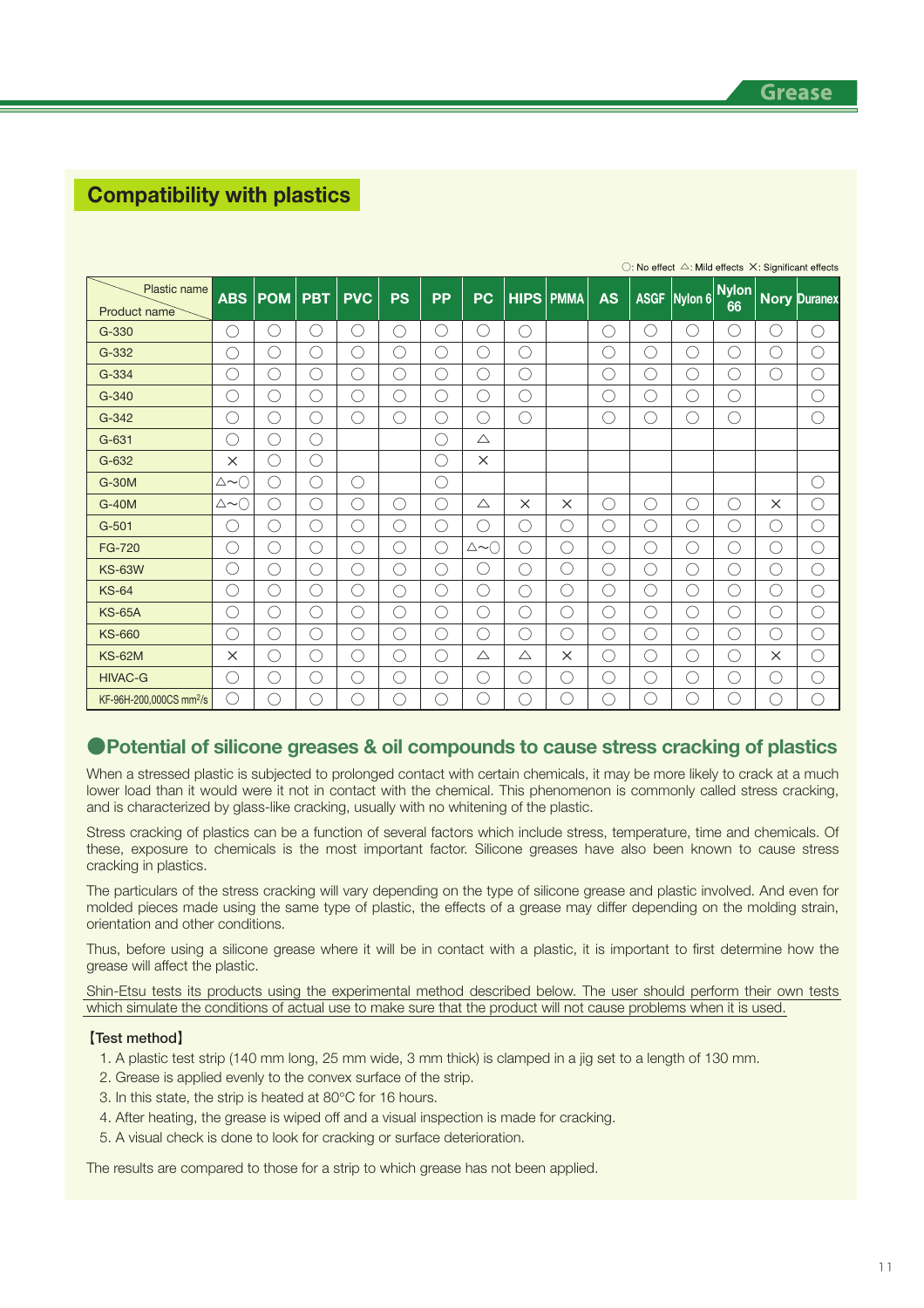## Compatibility with plastics

○: No effect △: Mild effects ×: Significant effects

| Plastic name / Product name | ABS | POM | PBT | PVC | PS | PP | PC | HIPS | PMMA | AS | ASGF | Nylon 6 | Nylon 66 | Nory | Duranex |
|---|---|---|---|---|---|---|---|---|---|---|---|---|---|---|---|
| G-330 | ○ | ○ | ○ | ○ | ○ | ○ | ○ | ○ | | ○ | ○ | ○ | ○ | ○ | ○ |
| G-332 | ○ | ○ | ○ | ○ | ○ | ○ | ○ | ○ | | ○ | ○ | ○ | ○ | ○ | ○ |
| G-334 | ○ | ○ | ○ | ○ | ○ | ○ | ○ | ○ | | ○ | ○ | ○ | ○ | ○ | ○ |
| G-340 | ○ | ○ | ○ | ○ | ○ | ○ | ○ | ○ | | ○ | ○ | ○ | ○ | | ○ |
| G-342 | ○ | ○ | ○ | ○ | ○ | ○ | ○ | ○ | | ○ | ○ | ○ | ○ | | ○ |
| G-631 | ○ | ○ | ○ | | | ○ | △ | | | | | | | | |
| G-632 | × | ○ | ○ | | | ○ | × | | | | | | | | |
| G-30M | △~○ | ○ | ○ | ○ | | ○ | | | | | | | | | ○ |
| G-40M | △~○ | ○ | ○ | ○ | ○ | ○ | △ | × | × | ○ | ○ | ○ | ○ | × | ○ |
| G-501 | ○ | ○ | ○ | ○ | ○ | ○ | ○ | ○ | ○ | ○ | ○ | ○ | ○ | ○ | ○ |
| FG-720 | ○ | ○ | ○ | ○ | ○ | ○ | △~○ | ○ | ○ | ○ | ○ | ○ | ○ | ○ | ○ |
| KS-63W | ○ | ○ | ○ | ○ | ○ | ○ | ○ | ○ | ○ | ○ | ○ | ○ | ○ | ○ | ○ |
| KS-64 | ○ | ○ | ○ | ○ | ○ | ○ | ○ | ○ | ○ | ○ | ○ | ○ | ○ | ○ | ○ |
| KS-65A | ○ | ○ | ○ | ○ | ○ | ○ | ○ | ○ | ○ | ○ | ○ | ○ | ○ | ○ | ○ |
| KS-660 | ○ | ○ | ○ | ○ | ○ | ○ | ○ | ○ | ○ | ○ | ○ | ○ | ○ | ○ | ○ |
| KS-62M | × | ○ | ○ | ○ | ○ | ○ | △ | △ | × | ○ | ○ | ○ | ○ | × | ○ |
| HIVAC-G | ○ | ○ | ○ | ○ | ○ | ○ | ○ | ○ | ○ | ○ | ○ | ○ | ○ | ○ | ○ |
| KF-96H-200,000CS $mm^2/s$ | ○ | ○ | ○ | ○ | ○ | ○ | ○ | ○ | ○ | ○ | ○ | ○ | ○ | ○ | ○ |

### ●Potential of silicone greases & oil compounds to cause stress cracking of plastics

When a stressed plastic is subjected to prolonged contact with certain chemicals, it may be more likely to crack at a much lower load than it would were it not in contact with the chemical. This phenomenon is commonly called stress cracking, and is characterized by glass-like cracking, usually with no whitening of the plastic.

Stress cracking of plastics can be a function of several factors which include stress, temperature, time and chemicals. Of these, exposure to chemicals is the most important factor. Silicone greases have also been known to cause stress cracking in plastics.

The particulars of the stress cracking will vary depending on the type of silicone grease and plastic involved. And even for molded pieces made using the same type of plastic, the effects of a grease may differ depending on the molding strain, orientation and other conditions.

Thus, before using a silicone grease where it will be in contact with a plastic, it is important to first determine how the grease will affect the plastic.

Shin-Etsu tests its products using the experimental method described below. The user should perform their own tests which simulate the conditions of actual use to make sure that the product will not cause problems when it is used.

**【Test method】**

1. A plastic test strip (140 mm long, 25 mm wide, 3 mm thick) is clamped in a jig set to a length of 130 mm.
2. Grease is applied evenly to the convex surface of the strip.
3. In this state, the strip is heated at 80°C for 16 hours.
4. After heating, the grease is wiped off and a visual inspection is made for cracking.
5. A visual check is done to look for cracking or surface deterioration.

The results are compared to those for a strip to which grease has not been applied.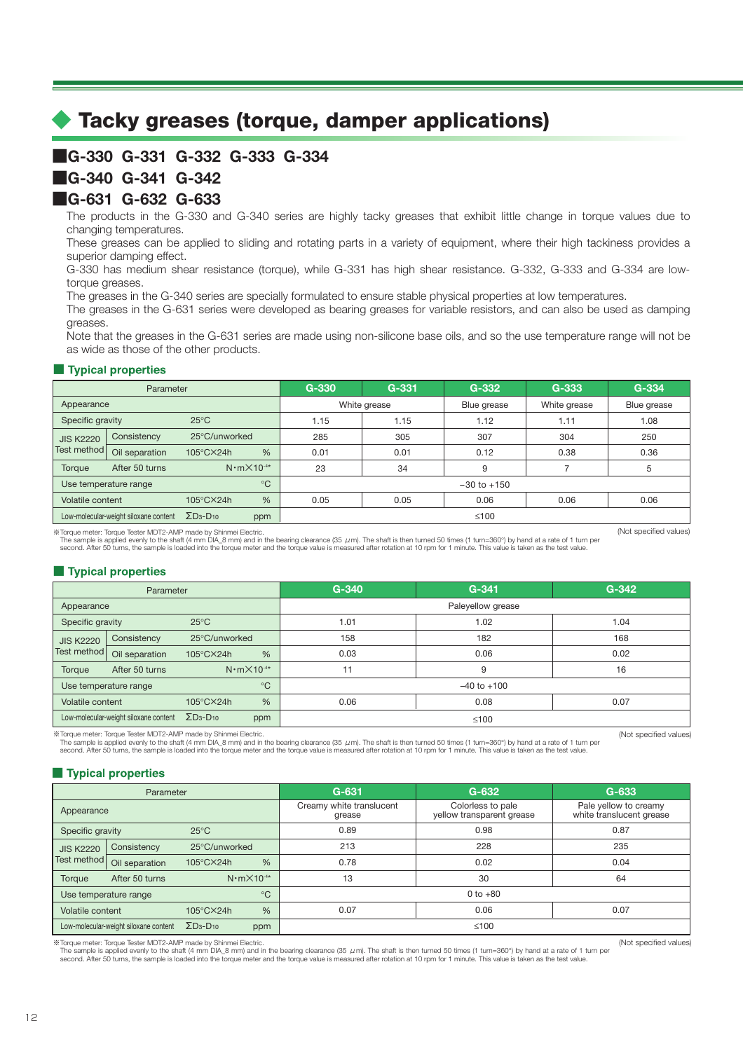# Tacky greases (torque, damper applications)

## ■G-330 G-331 G-332 G-333 G-334

## ■G-340 G-341 G-342

## ■G-631 G-632 G-633

The products in the G-330 and G-340 series are highly tacky greases that exhibit little change in torque values due to changing temperatures.
These greases can be applied to sliding and rotating parts in a variety of equipment, where their high tackiness provides a superior damping effect.
G-330 has medium shear resistance (torque), while G-331 has high shear resistance. G-332, G-333 and G-334 are low-torque greases.
The greases in the G-340 series are specially formulated to ensure stable physical properties at low temperatures.
The greases in the G-631 series were developed as bearing greases for variable resistors, and can also be used as damping greases.
Note that the greases in the G-631 series are made using non-silicone base oils, and so the use temperature range will not be as wide as those of the other products.

### Typical properties

| Parameter | | | | G-330 | G-331 | G-332 | G-333 | G-334 |
|---|---|---|---|---|---|---|---|---|
| Appearance | | | | White grease | | Blue grease | White grease | Blue grease |
| Specific gravity | | 25°C | | 1.15 | 1.15 | 1.12 | 1.11 | 1.08 |
| JIS K2220 Test method | Consistency | 25°C/unworked | | 285 | 305 | 307 | 304 | 250 |
| | Oil separation | 105°C×24h | % | 0.01 | 0.01 | 0.12 | 0.38 | 0.36 |
| Torque | After 50 turns | | $N \cdot m \times 10^{-4}$* | 23 | 34 | 9 | 7 | 5 |
| Use temperature range | | | °C | −30 to +150 | | | | |
| Volatile content | | 105°C×24h | % | 0.05 | 0.05 | 0.06 | 0.06 | 0.06 |
| Low-molecular-weight siloxane content | | $\Sigma D_3$-$D_{10}$ | ppm | ≤100 | | | | |

※Torque meter: Torque Tester MDT2-AMP made by Shinmei Electric.
The sample is applied evenly to the shaft (4 mm DIA_8 mm) and in the bearing clearance (35 μm). The shaft is then turned 50 times (1 turn=360°) by hand at a rate of 1 turn per second. After 50 turns, the sample is loaded into the torque meter and the torque value is measured after rotation at 10 rpm for 1 minute. This value is taken as the test value.

(Not specified values)

### Typical properties

| Parameter | | | | G-340 | G-341 | G-342 |
|---|---|---|---|---|---|---|
| Appearance | | | | Paleyellow grease | | |
| Specific gravity | | 25°C | | 1.01 | 1.02 | 1.04 |
| JIS K2220 Test method | Consistency | 25°C/unworked | | 158 | 182 | 168 |
| | Oil separation | 105°C×24h | % | 0.03 | 0.06 | 0.02 |
| Torque | After 50 turns | | $N \cdot m \times 10^{-4}$* | 11 | 9 | 16 |
| Use temperature range | | | °C | −40 to +100 | | |
| Volatile content | | 105°C×24h | % | 0.06 | 0.08 | 0.07 |
| Low-molecular-weight siloxane content | | $\Sigma D_3$-$D_{10}$ | ppm | ≤100 | | |

※Torque meter: Torque Tester MDT2-AMP made by Shinmei Electric.
The sample is applied evenly to the shaft (4 mm DIA_8 mm) and in the bearing clearance (35 μm). The shaft is then turned 50 times (1 turn=360°) by hand at a rate of 1 turn per second. After 50 turns, the sample is loaded into the torque meter and the torque value is measured after rotation at 10 rpm for 1 minute. This value is taken as the test value.

(Not specified values)

### Typical properties

| Parameter | | | | G-631 | G-632 | G-633 |
|---|---|---|---|---|---|---|
| Appearance | | | | Creamy white translucent grease | Colorless to pale yellow transparent grease | Pale yellow to creamy white translucent grease |
| Specific gravity | | 25°C | | 0.89 | 0.98 | 0.87 |
| JIS K2220 Test method | Consistency | 25°C/unworked | | 213 | 228 | 235 |
| | Oil separation | 105°C×24h | % | 0.78 | 0.02 | 0.04 |
| Torque | After 50 turns | | $N \cdot m \times 10^{-4}$* | 13 | 30 | 64 |
| Use temperature range | | | °C | 0 to +80 | | |
| Volatile content | | 105°C×24h | % | 0.07 | 0.06 | 0.07 |
| Low-molecular-weight siloxane content | | $\Sigma D_3$-$D_{10}$ | ppm | ≤100 | | |

※Torque meter: Torque Tester MDT2-AMP made by Shinmei Electric.
The sample is applied evenly to the shaft (4 mm DIA_8 mm) and in the bearing clearance (35 μm). The shaft is then turned 50 times (1 turn=360°) by hand at a rate of 1 turn per second. After 50 turns, the sample is loaded into the torque meter and the torque value is measured after rotation at 10 rpm for 1 minute. This value is taken as the test value.

(Not specified values)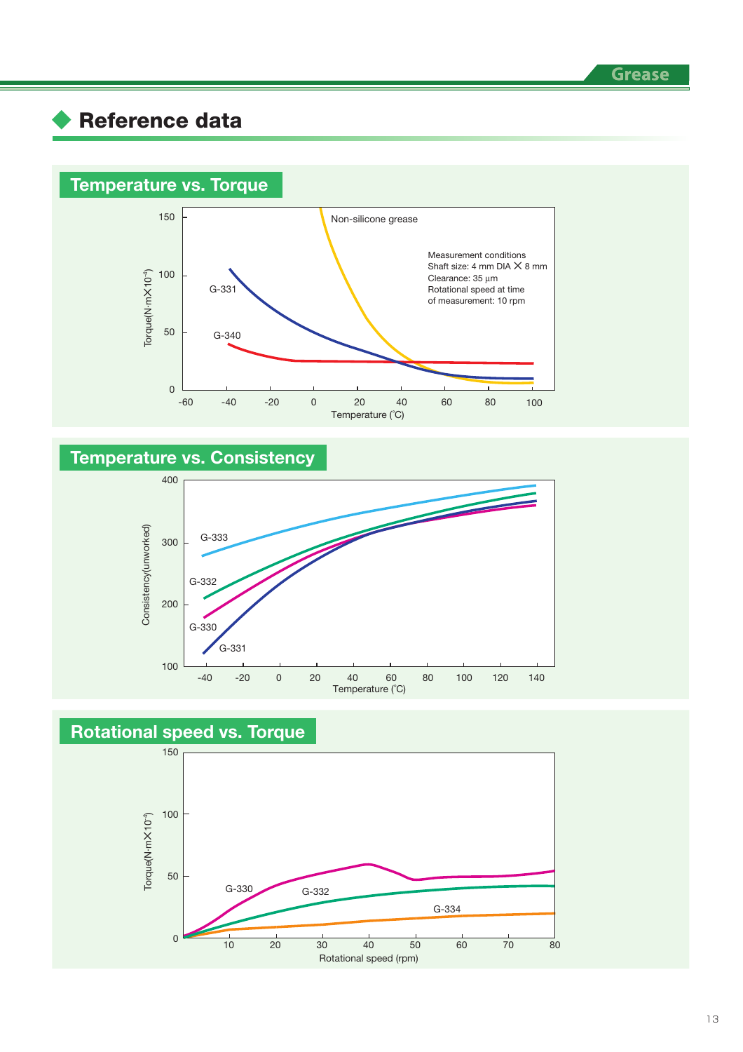## Reference data

### Temperature vs. Torque

Non-silicone grease

Measurement conditions
Shaft size: 4 mm DIA × 8 mm
Clearance: 35 µm
Rotational speed at time of measurement: 10 rpm

G-331

G-340

Torque(N·m×10⁻⁴) axis: 0, 50, 100, 150

Temperature (˚C) axis: -60, -40, -20, 0, 20, 40, 60, 80, 100

### Temperature vs. Consistency

G-333

G-332

G-330

G-331

Consistency(unworked) axis: 100, 200, 300, 400

Temperature (˚C) axis: -40, -20, 0, 20, 40, 60, 80, 100, 120, 140

### Rotational speed vs. Torque

G-330

G-332

G-334

Torque(N·m×10⁻⁴) axis: 0, 50, 100, 150

Rotational speed (rpm) axis: 10, 20, 30, 40, 50, 60, 70, 80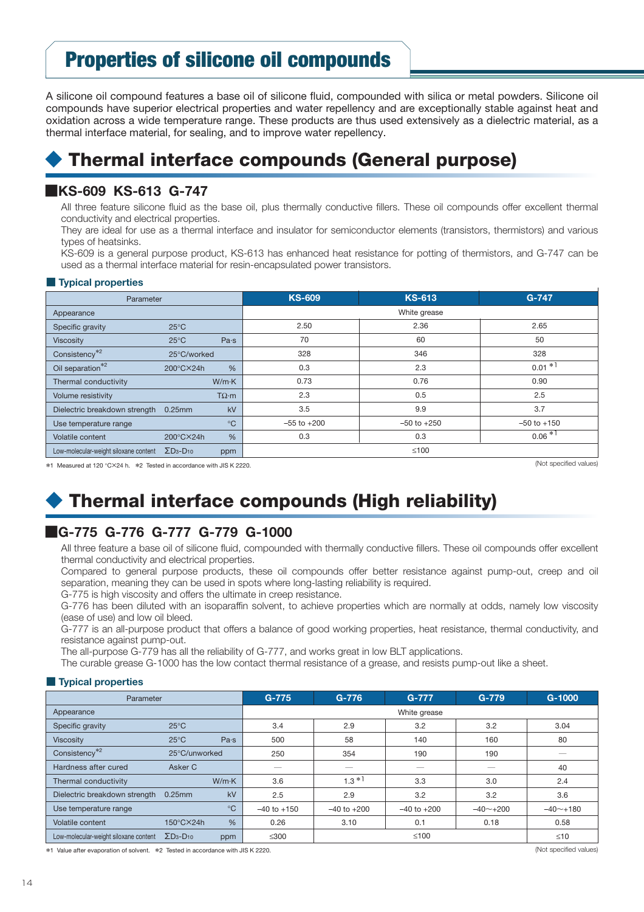# Properties of silicone oil compounds

A silicone oil compound features a base oil of silicone fluid, compounded with silica or metal powders. Silicone oil compounds have superior electrical properties and water repellency and are exceptionally stable against heat and oxidation across a wide temperature range. These products are thus used extensively as a dielectric material, as a thermal interface material, for sealing, and to improve water repellency.

## ◆ Thermal interface compounds (General purpose)

### ■KS-609 KS-613 G-747

All three feature silicone fluid as the base oil, plus thermally conductive fillers. These oil compounds offer excellent thermal conductivity and electrical properties.

They are ideal for use as a thermal interface and insulator for semiconductor elements (transistors, thermistors) and various types of heatsinks.

KS-609 is a general purpose product, KS-613 has enhanced heat resistance for potting of thermistors, and G-747 can be used as a thermal interface material for resin-encapsulated power transistors.

#### ■ Typical properties

| Parameter | | | KS-609 | KS-613 | G-747 |
|---|---|---|---|---|---|
| Appearance | | | White grease | | |
| Specific gravity | 25°C | | 2.50 | 2.36 | 2.65 |
| Viscosity | 25°C | Pa·s | 70 | 60 | 50 |
| Consistency*2 | 25°C/worked | | 328 | 346 | 328 |
| Oil separation*2 | 200°C×24h | % | 0.3 | 2.3 | 0.01 *1 |
| Thermal conductivity | | W/m·K | 0.73 | 0.76 | 0.90 |
| Volume resistivity | | TΩ·m | 2.3 | 0.5 | 2.5 |
| Dielectric breakdown strength | 0.25mm | kV | 3.5 | 9.9 | 3.7 |
| Use temperature range | | °C | −55 to +200 | −50 to +250 | −50 to +150 |
| Volatile content | 200°C×24h | % | 0.3 | 0.3 | 0.06 *1 |
| Low-molecular-weight siloxane content | $\Sigma D_3$-$D_{10}$ | ppm | ≤100 | | |

*1 Measured at 120 °C×24 h. *2 Tested in accordance with JIS K 2220.

(Not specified values)

## ◆ Thermal interface compounds (High reliability)

### ■G-775 G-776 G-777 G-779 G-1000

All three feature a base oil of silicone fluid, compounded with thermally conductive fillers. These oil compounds offer excellent thermal conductivity and electrical properties.

Compared to general purpose products, these oil compounds offer better resistance against pump-out, creep and oil separation, meaning they can be used in spots where long-lasting reliability is required.

G-775 is high viscosity and offers the ultimate in creep resistance.

G-776 has been diluted with an isoparaffin solvent, to achieve properties which are normally at odds, namely low viscosity (ease of use) and low oil bleed.

G-777 is an all-purpose product that offers a balance of good working properties, heat resistance, thermal conductivity, and resistance against pump-out.

The all-purpose G-779 has all the reliability of G-777, and works great in low BLT applications.

The curable grease G-1000 has the low contact thermal resistance of a grease, and resists pump-out like a sheet.

#### ■ Typical properties

| Parameter | | | G-775 | G-776 | G-777 | G-779 | G-1000 |
|---|---|---|---|---|---|---|---|
| Appearance | | | White grease | | | | |
| Specific gravity | 25°C | | 3.4 | 2.9 | 3.2 | 3.2 | 3.04 |
| Viscosity | 25°C | Pa·s | 500 | 58 | 140 | 160 | 80 |
| Consistency*2 | 25°C/unworked | | 250 | 354 | 190 | 190 | — |
| Hardness after cured | Asker C | | — | — | — | — | 40 |
| Thermal conductivity | | W/m·K | 3.6 | 1.3 *1 | 3.3 | 3.0 | 2.4 |
| Dielectric breakdown strength | 0.25mm | kV | 2.5 | 2.9 | 3.2 | 3.2 | 3.6 |
| Use temperature range | | °C | −40 to +150 | −40 to +200 | −40 to +200 | −40〜+200 | −40〜+180 |
| Volatile content | 150°C×24h | % | 0.26 | 3.10 | 0.1 | 0.18 | 0.58 |
| Low-molecular-weight siloxane content | $\Sigma D_3$-$D_{10}$ | ppm | ≤300 | ≤100 | | | ≤10 |

*1 Value after evaporation of solvent. *2 Tested in accordance with JIS K 2220.

(Not specified values)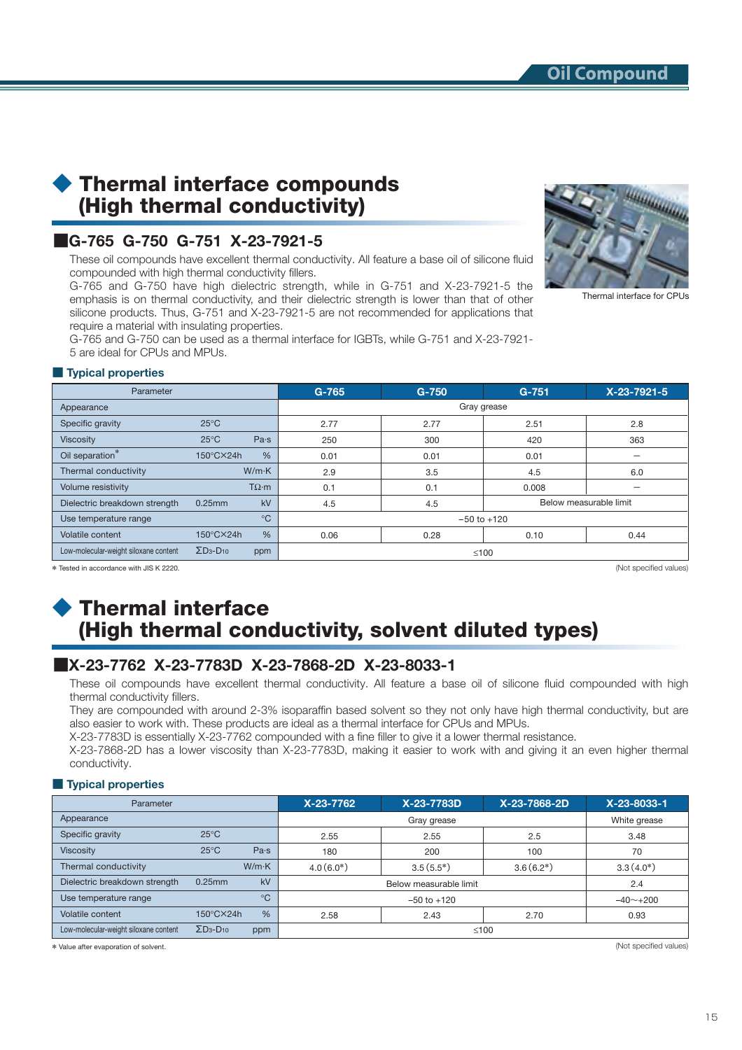# Thermal interface compounds (High thermal conductivity)

## G-765 G-750 G-751 X-23-7921-5

These oil compounds have excellent thermal conductivity. All feature a base oil of silicone fluid compounded with high thermal conductivity fillers.
G-765 and G-750 have high dielectric strength, while in G-751 and X-23-7921-5 the emphasis is on thermal conductivity, and their dielectric strength is lower than that of other silicone products. Thus, G-751 and X-23-7921-5 are not recommended for applications that require a material with insulating properties.
G-765 and G-750 can be used as a thermal interface for IGBTs, while G-751 and X-23-7921-5 are ideal for CPUs and MPUs.

Thermal interface for CPUs

### Typical properties

| Parameter | | | G-765 | G-750 | G-751 | X-23-7921-5 |
|---|---|---|---|---|---|---|
| Appearance | | | Gray grease | | | |
| Specific gravity | 25°C | | 2.77 | 2.77 | 2.51 | 2.8 |
| Viscosity | 25°C | Pa·s | 250 | 300 | 420 | 363 |
| Oil separation* | 150°C×24h | % | 0.01 | 0.01 | 0.01 | — |
| Thermal conductivity | | W/m·K | 2.9 | 3.5 | 4.5 | 6.0 |
| Volume resistivity | | TΩ·m | 0.1 | 0.1 | 0.008 | — |
| Dielectric breakdown strength | 0.25mm | kV | 4.5 | 4.5 | Below measurable limit | |
| Use temperature range | | °C | −50 to +120 | | | |
| Volatile content | 150°C×24h | % | 0.06 | 0.28 | 0.10 | 0.44 |
| Low-molecular-weight siloxane content | $\Sigma D_3$-$D_{10}$ | ppm | ≤100 | | | |

* Tested in accordance with JIS K 2220.

(Not specified values)

# Thermal interface (High thermal conductivity, solvent diluted types)

## X-23-7762 X-23-7783D X-23-7868-2D X-23-8033-1

These oil compounds have excellent thermal conductivity. All feature a base oil of silicone fluid compounded with high thermal conductivity fillers.
They are compounded with around 2-3% isoparaffin based solvent so they not only have high thermal conductivity, but are also easier to work with. These products are ideal as a thermal interface for CPUs and MPUs.
X-23-7783D is essentially X-23-7762 compounded with a fine filler to give it a lower thermal resistance.
X-23-7868-2D has a lower viscosity than X-23-7783D, making it easier to work with and giving it an even higher thermal conductivity.

### Typical properties

| Parameter | | | X-23-7762 | X-23-7783D | X-23-7868-2D | X-23-8033-1 |
|---|---|---|---|---|---|---|
| Appearance | | | Gray grease | | | White grease |
| Specific gravity | 25°C | | 2.55 | 2.55 | 2.5 | 3.48 |
| Viscosity | 25°C | Pa·s | 180 | 200 | 100 | 70 |
| Thermal conductivity | | W/m·K | 4.0 (6.0*) | 3.5 (5.5*) | 3.6 (6.2*) | 3.3 (4.0*) |
| Dielectric breakdown strength | 0.25mm | kV | Below measurable limit | | | 2.4 |
| Use temperature range | | °C | −50 to +120 | | | −40~+200 |
| Volatile content | 150°C×24h | % | 2.58 | 2.43 | 2.70 | 0.93 |
| Low-molecular-weight siloxane content | $\Sigma D_3$-$D_{10}$ | ppm | ≤100 | | | |

* Value after evaporation of solvent.

(Not specified values)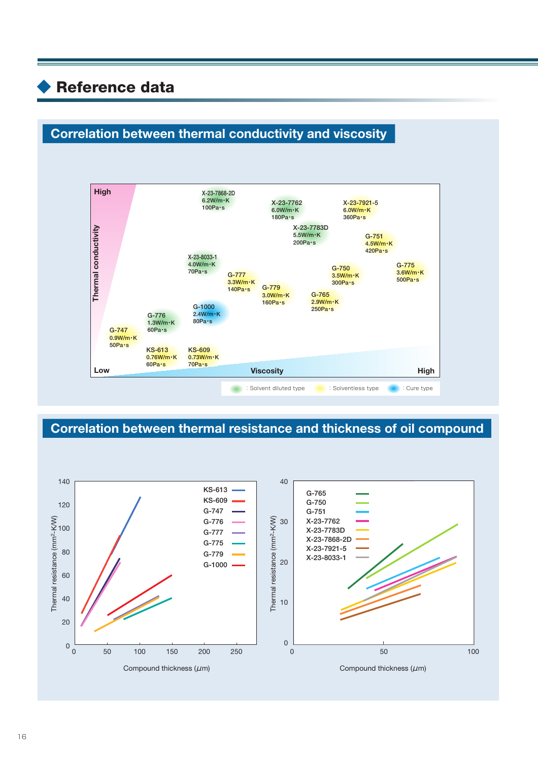# Reference data

## Correlation between thermal conductivity and viscosity

Thermal conductivity (High / Low) vs. Viscosity (Low / High)

| Product | Thermal conductivity | Viscosity |
|---|---|---|
| X-23-7868-2D | 6.2W/m·K | 100Pa·s |
| X-23-7762 | 6.0W/m·K | 180Pa·s |
| X-23-7921-5 | 6.0W/m·K | 360Pa·s |
| X-23-7783D | 5.5W/m·K | 200Pa·s |
| G-751 | 4.5W/m·K | 420Pa·s |
| X-23-8033-1 | 4.0W/m·K | 70Pa·s |
| G-777 | 3.3W/m·K | 140Pa·s |
| G-750 | 3.5W/m·K | 300Pa·s |
| G-775 | 3.6W/m·K | 500Pa·s |
| G-779 | 3.0W/m·K | 160Pa·s |
| G-765 | 2.9W/m·K | 250Pa·s |
| G-1000 | 2.4W/m·K | 80Pa·s |
| G-776 | 1.3W/m·K | 60Pa·s |
| G-747 | 0.9W/m·K | 50Pa·s |
| KS-613 | 0.76W/m·K | 60Pa·s |
| KS-609 | 0.73W/m·K | 70Pa·s |

: Solvent diluted type : Solventless type : Cure type

## Correlation between thermal resistance and thickness of oil compound

Thermal resistance ($mm^2$-K/W) vs. Compound thickness ($\mu m$)

Left chart: KS-613, KS-609, G-747, G-776, G-777, G-775, G-779, G-1000

Right chart: G-765, G-750, G-751, X-23-7762, X-23-7783D, X-23-7868-2D, X-23-7921-5, X-23-8033-1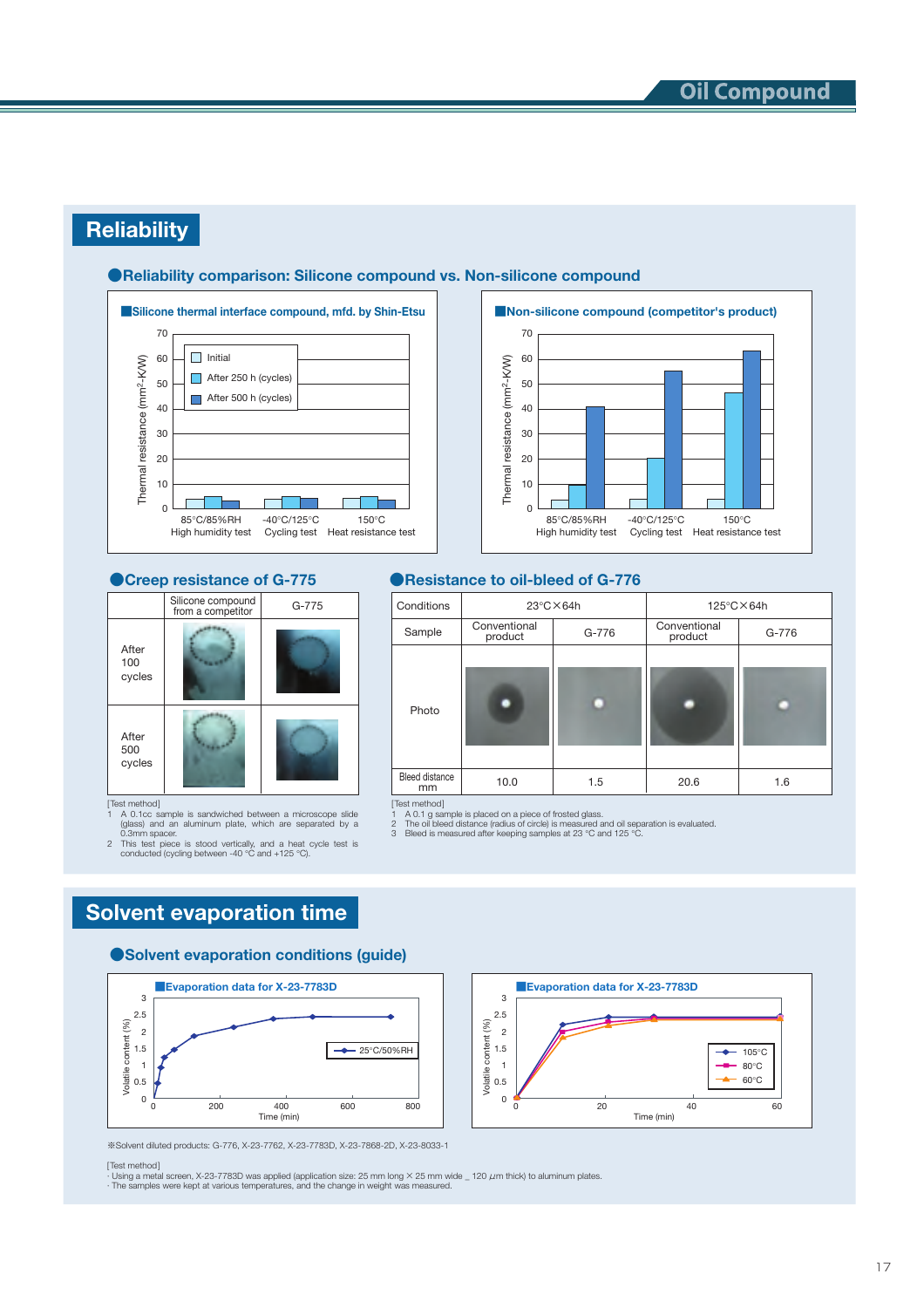## Reliability

### ●Reliability comparison: Silicone compound vs. Non-silicone compound

■Silicone thermal interface compound, mfd. by Shin-Etsu

Thermal resistance (mm²-K/W): 0–70

Legend: Initial / After 250 h (cycles) / After 500 h (cycles)

85°C/85%RH High humidity test | -40°C/125°C Cycling test | 150°C Heat resistance test

■Non-silicone compound (competitor's product)

Thermal resistance (mm²-K/W): 0–70

85°C/85%RH High humidity test | -40°C/125°C Cycling test | 150°C Heat resistance test

### ●Creep resistance of G-775

| | Silicone compound from a competitor | G-775 |
|---|---|---|
| After 100 cycles | | |
| After 500 cycles | | |

[Test method]
1 A 0.1cc sample is sandwiched between a microscope slide (glass) and an aluminum plate, which are separated by a 0.3mm spacer.
2 This test piece is stood vertically, and a heat cycle test is conducted (cycling between -40 °C and +125 °C).

### ●Resistance to oil-bleed of G-776

| Conditions | 23°C×64h | | 125°C×64h | |
|---|---|---|---|---|
| Sample | Conventional product | G-776 | Conventional product | G-776 |
| Photo | | | | |
| Bleed distance mm | 10.0 | 1.5 | 20.6 | 1.6 |

[Test method]
1 A 0.1 g sample is placed on a piece of frosted glass.
2 The oil bleed distance (radius of circle) is measured and oil separation is evaluated.
3 Bleed is measured after keeping samples at 23 °C and 125 °C.

## Solvent evaporation time

### ●Solvent evaporation conditions (guide)

■Evaporation data for X-23-7783D

Volatile content (%) vs. Time (min); legend: 25°C/50%RH

■Evaporation data for X-23-7783D

Volatile content (%) vs. Time (min); legend: 105°C / 80°C / 60°C

※Solvent diluted products: G-776, X-23-7762, X-23-7783D, X-23-7868-2D, X-23-8033-1

[Test method]
· Using a metal screen, X-23-7783D was applied (application size: 25 mm long × 25 mm wide _ 120 µm thick) to aluminum plates.
· The samples were kept at various temperatures, and the change in weight was measured.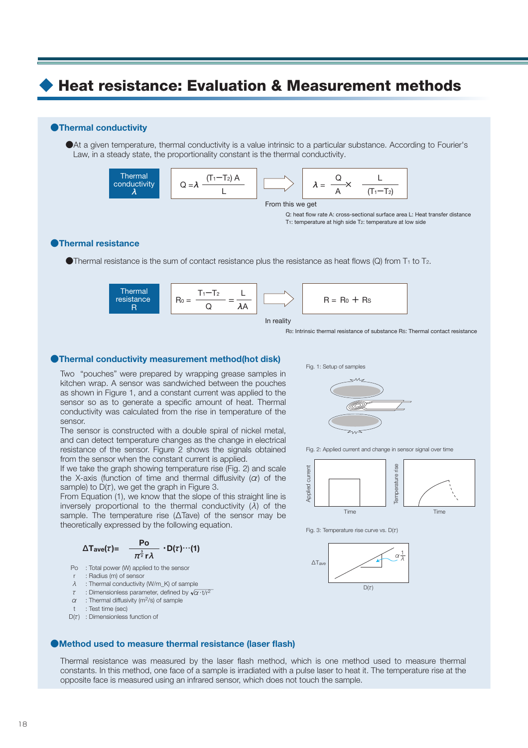# Heat resistance: Evaluation & Measurement methods

## Thermal conductivity

●At a given temperature, thermal conductivity is a value intrinsic to a particular substance. According to Fourier's Law, in a steady state, the proportionality constant is the thermal conductivity.

Thermal conductivity $\lambda$

$$Q = \lambda \frac{(T_1 - T_2)A}{L}$$

From this we get

$$\lambda = \frac{Q}{A} \times \frac{L}{(T_1 - T_2)}$$

Q: heat flow rate A: cross-sectional surface area L: Heat transfer distance
$T_1$: temperature at high side $T_2$: temperature at low side

## Thermal resistance

●Thermal resistance is the sum of contact resistance plus the resistance as heat flows (Q) from $T_1$ to $T_2$.

Thermal resistance R

$$R_0 = \frac{T_1 - T_2}{Q} = \frac{L}{\lambda A}$$

In reality

$$R = R_0 + R_S$$

$R_0$: Intrinsic thermal resistance of substance $R_S$: Thermal contact resistance

## Thermal conductivity measurement method(hot disk)

Two "pouches" were prepared by wrapping grease samples in kitchen wrap. A sensor was sandwiched between the pouches as shown in Figure 1, and a constant current was applied to the sensor so as to generate a specific amount of heat. Thermal conductivity was calculated from the rise in temperature of the sensor.

The sensor is constructed with a double spiral of nickel metal, and can detect temperature changes as the change in electrical resistance of the sensor. Figure 2 shows the signals obtained from the sensor when the constant current is applied.

If we take the graph showing temperature rise (Fig. 2) and scale the X-axis (function of time and thermal diffusivity ($\alpha$) of the sample) to $D(\tau)$, we get the graph in Figure 3.

From Equation (1), we know that the slope of this straight line is inversely proportional to the thermal conductivity ($\lambda$) of the sample. The temperature rise ($\Delta$Tave) of the sensor may be theoretically expressed by the following equation.

$$\Delta T_{ave}(\tau) = \frac{Po}{\pi^{\frac{3}{2}} r \lambda} \cdot D(\tau) \cdots (1)$$

- Po : Total power (W) applied to the sensor
- r : Radius (m) of sensor
- $\lambda$ : Thermal conductivity (W/m_K) of sample
- $\tau$ : Dimensionless parameter, defined by $\sqrt{\alpha \cdot t / r^2}$
- $\alpha$ : Thermal diffusivity ($m^2$/s) of sample
- t : Test time (sec)
- $D(\tau)$ : Dimensionless function of

Fig. 1: Setup of samples

Fig. 2: Applied current and change in sensor signal over time

Fig. 3: Temperature rise curve vs. $D(\tau)$

## Method used to measure thermal resistance (laser flash)

Thermal resistance was measured by the laser flash method, which is one method used to measure thermal constants. In this method, one face of a sample is irradiated with a pulse laser to heat it. The temperature rise at the opposite face is measured using an infrared sensor, which does not touch the sample.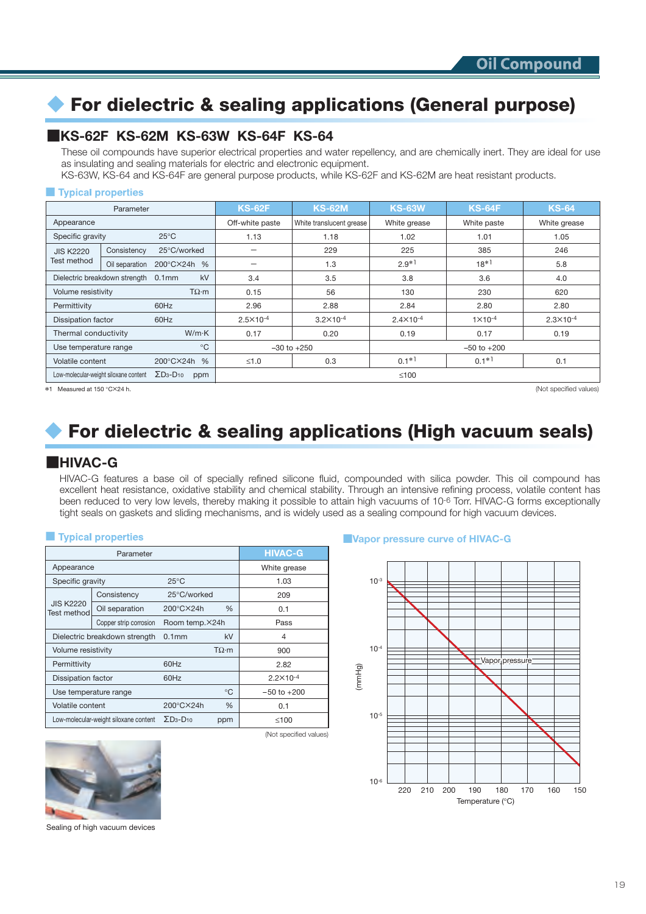Oil Compound

# For dielectric & sealing applications (General purpose)

## KS-62F KS-62M KS-63W KS-64F KS-64

These oil compounds have superior electrical properties and water repellency, and are chemically inert. They are ideal for use as insulating and sealing materials for electric and electronic equipment.
KS-63W, KS-64 and KS-64F are general purpose products, while KS-62F and KS-62M are heat resistant products.

### Typical properties

| Parameter | | | KS-62F | KS-62M | KS-63W | KS-64F | KS-64 |
|---|---|---|---|---|---|---|---|
| Appearance | | | Off-white paste | White translucent grease | White grease | White paste | White grease |
| Specific gravity | | 25°C | 1.13 | 1.18 | 1.02 | 1.01 | 1.05 |
| JIS K2220 Test method | Consistency | 25°C/worked | – | 229 | 225 | 385 | 246 |
| | Oil separation | 200°C×24h % | – | 1.3 | 2.9*1 | 18*1 | 5.8 |
| Dielectric breakdown strength | 0.1mm | kV | 3.4 | 3.5 | 3.8 | 3.6 | 4.0 |
| Volume resistivity | | TΩ·m | 0.15 | 56 | 130 | 230 | 620 |
| Permittivity | | 60Hz | 2.96 | 2.88 | 2.84 | 2.80 | 2.80 |
| Dissipation factor | | 60Hz | $2.5\times10^{-4}$ | $3.2\times10^{-4}$ | $2.4\times10^{-4}$ | $1\times10^{-4}$ | $2.3\times10^{-4}$ |
| Thermal conductivity | | W/m·K | 0.17 | 0.20 | 0.19 | 0.17 | 0.19 |
| Use temperature range | | °C | –30 to +250 | | –50 to +200 | | |
| Volatile content | | 200°C×24h % | ≤1.0 | 0.3 | 0.1*1 | 0.1*1 | 0.1 |
| Low-molecular-weight siloxane content | $\Sigma D_3$-$D_{10}$ | ppm | ≤100 | | | | |

*1 Measured at 150 °C×24 h.

(Not specified values)

# For dielectric & sealing applications (High vacuum seals)

## HIVAC-G

HIVAC-G features a base oil of specially refined silicone fluid, compounded with silica powder. This oil compound has excellent heat resistance, oxidative stability and chemical stability. Through an intensive refining process, volatile content has been reduced to very low levels, thereby making it possible to attain high vacuums of $10^{-6}$ Torr. HIVAC-G forms exceptionally tight seals on gaskets and sliding mechanisms, and is widely used as a sealing compound for high vacuum devices.

### Typical properties

| Parameter | | | HIVAC-G |
|---|---|---|---|
| Appearance | | | White grease |
| Specific gravity | | 25°C | 1.03 |
| JIS K2220 Test method | Consistency | 25°C/worked | 209 |
| | Oil separation | 200°C×24h % | 0.1 |
| | Copper strip corrosion | Room temp.×24h | Pass |
| Dielectric breakdown strength | 0.1mm | kV | 4 |
| Volume resistivity | | TΩ·m | 900 |
| Permittivity | | 60Hz | 2.82 |
| Dissipation factor | | 60Hz | $2.2\times10^{-4}$ |
| Use temperature range | | °C | –50 to +200 |
| Volatile content | | 200°C×24h % | 0.1 |
| Low-molecular-weight siloxane content | $\Sigma D_3$-$D_{10}$ | ppm | ≤100 |

(Not specified values)

Sealing of high vacuum devices

### Vapor pressure curve of HIVAC-G

(mmHg): $10^{-3}$, $10^{-4}$, $10^{-5}$, $10^{-6}$

Vapor pressure

Temperature (°C): 220, 210, 200, 190, 180, 170, 160, 150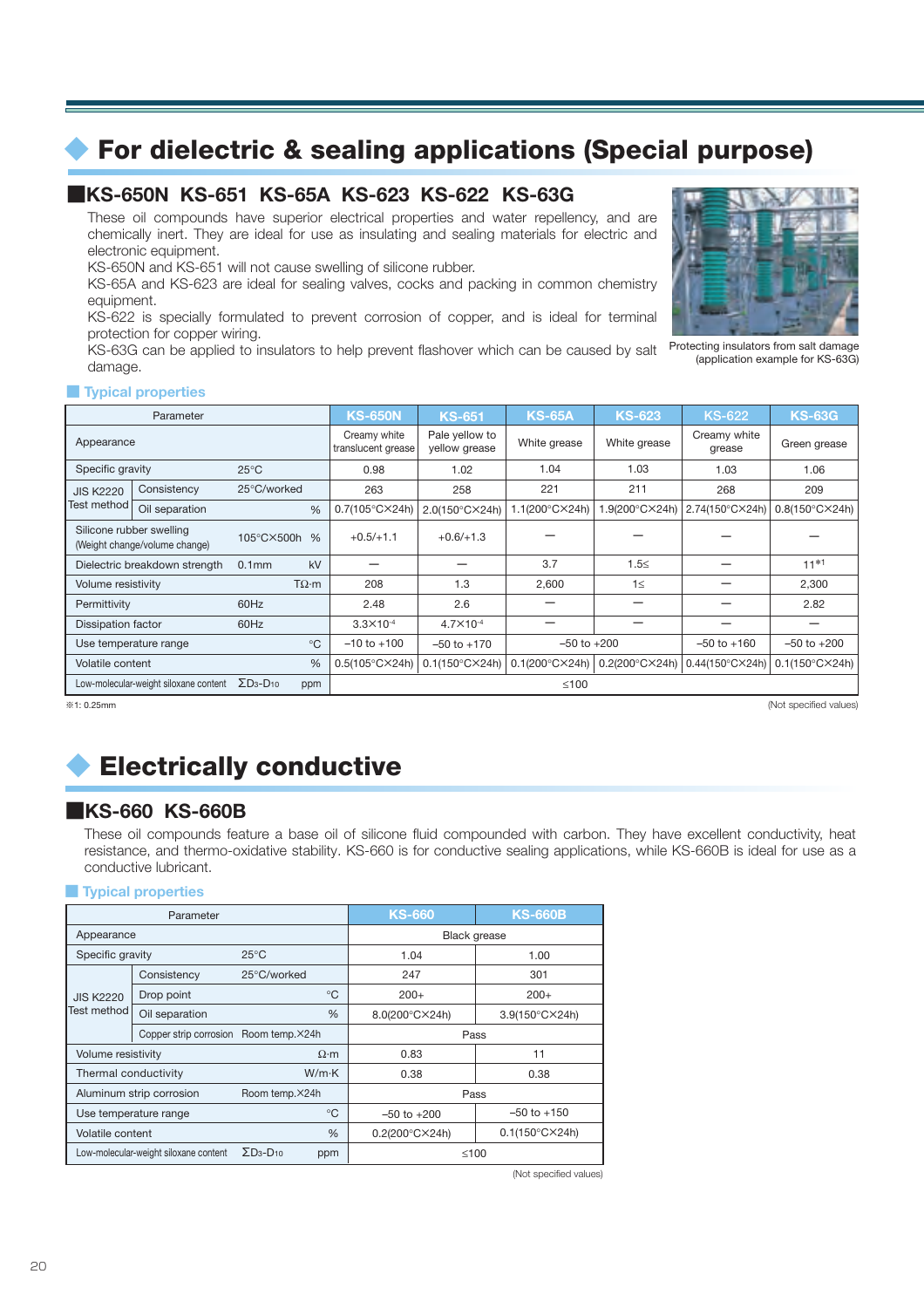## For dielectric & sealing applications (Special purpose)

### KS-650N KS-651 KS-65A KS-623 KS-622 KS-63G

These oil compounds have superior electrical properties and water repellency, and are chemically inert. They are ideal for use as insulating and sealing materials for electric and electronic equipment.
KS-650N and KS-651 will not cause swelling of silicone rubber.
KS-65A and KS-623 are ideal for sealing valves, cocks and packing in common chemistry equipment.
KS-622 is specially formulated to prevent corrosion of copper, and is ideal for terminal protection for copper wiring.
KS-63G can be applied to insulators to help prevent flashover which can be caused by salt damage.

Protecting insulators from salt damage (application example for KS-63G)

#### Typical properties

| Parameter | | | | KS-650N | KS-651 | KS-65A | KS-623 | KS-622 | KS-63G |
|---|---|---|---|---|---|---|---|---|---|
| Appearance | | | | Creamy white translucent grease | Pale yellow to yellow grease | White grease | White grease | Creamy white grease | Green grease |
| Specific gravity | | 25°C | | 0.98 | 1.02 | 1.04 | 1.03 | 1.03 | 1.06 |
| JIS K2220 Test method | Consistency | 25°C/worked | | 263 | 258 | 221 | 211 | 268 | 209 |
| | Oil separation | | % | 0.7(105°C×24h) | 2.0(150°C×24h) | 1.1(200°C×24h) | 1.9(200°C×24h) | 2.74(150°C×24h) | 0.8(150°C×24h) |
| Silicone rubber swelling (Weight change/volume change) | | 105°C×500h | % | +0.5/+1.1 | +0.6/+1.3 | — | — | — | — |
| Dielectric breakdown strength | | 0.1mm | kV | — | — | 3.7 | 1.5≤ | — | 11*1 |
| Volume resistivity | | | TΩ·m | 208 | 1.3 | 2,600 | 1≤ | — | 2,300 |
| Permittivity | | 60Hz | | 2.48 | 2.6 | — | — | — | 2.82 |
| Dissipation factor | | 60Hz | | $3.3\times10^{-4}$ | $4.7\times10^{-4}$ | — | — | — | — |
| Use temperature range | | | °C | −10 to +100 | −50 to +170 | −50 to +200 | | −50 to +160 | −50 to +200 |
| Volatile content | | | % | 0.5(105°C×24h) | 0.1(150°C×24h) | 0.1(200°C×24h) | 0.2(200°C×24h) | 0.44(150°C×24h) | 0.1(150°C×24h) |
| Low-molecular-weight siloxane content | | $\Sigma D_3$-$D_{10}$ | ppm | ≤100 | | | | | |

※1: 0.25mm

(Not specified values)

## Electrically conductive

### KS-660 KS-660B

These oil compounds feature a base oil of silicone fluid compounded with carbon. They have excellent conductivity, heat resistance, and thermo-oxidative stability. KS-660 is for conductive sealing applications, while KS-660B is ideal for use as a conductive lubricant.

#### Typical properties

| Parameter | | | | KS-660 | KS-660B |
|---|---|---|---|---|---|
| Appearance | | | | Black grease | |
| Specific gravity | | 25°C | | 1.04 | 1.00 |
| JIS K2220 Test method | Consistency | 25°C/worked | | 247 | 301 |
| | Drop point | | °C | 200+ | 200+ |
| | Oil separation | | % | 8.0(200°C×24h) | 3.9(150°C×24h) |
| | Copper strip corrosion | Room temp.×24h | | Pass | |
| Volume resistivity | | | Ω·m | 0.83 | 11 |
| Thermal conductivity | | | W/m·K | 0.38 | 0.38 |
| Aluminum strip corrosion | | Room temp.×24h | | Pass | |
| Use temperature range | | | °C | −50 to +200 | −50 to +150 |
| Volatile content | | | % | 0.2(200°C×24h) | 0.1(150°C×24h) |
| Low-molecular-weight siloxane content | | $\Sigma D_3$-$D_{10}$ | ppm | ≤100 | |

(Not specified values)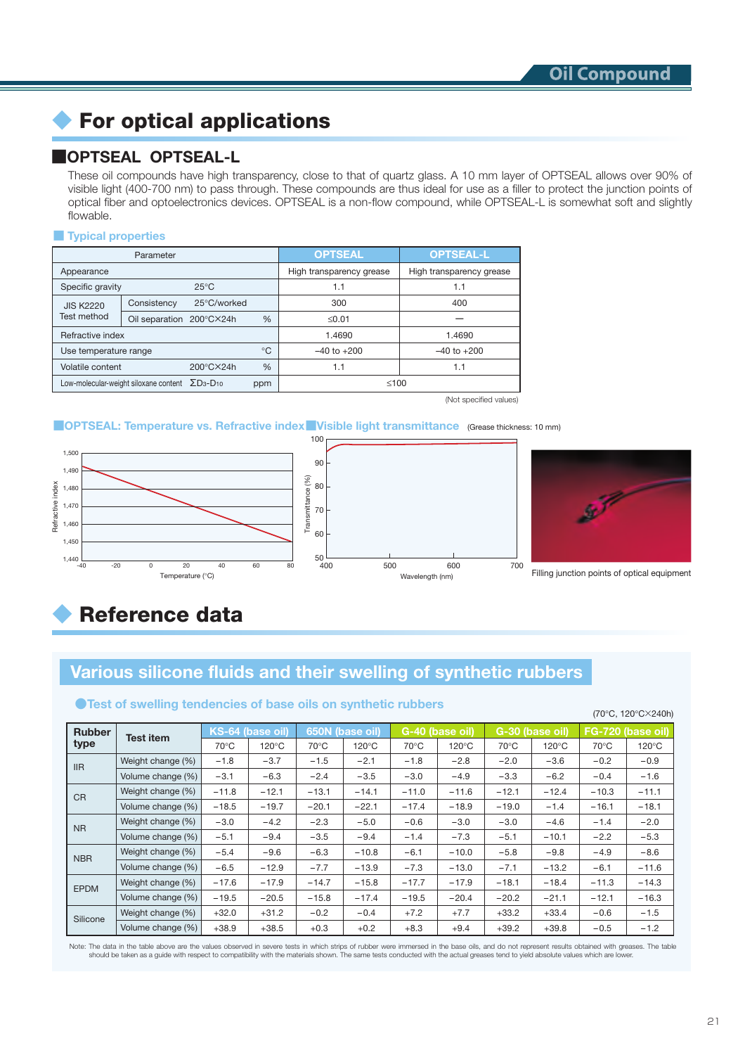Oil Compound

# For optical applications

## OPTSEAL OPTSEAL-L

These oil compounds have high transparency, close to that of quartz glass. A 10 mm layer of OPTSEAL allows over 90% of visible light (400-700 nm) to pass through. These compounds are thus ideal for use as a filler to protect the junction points of optical fiber and optoelectronics devices. OPTSEAL is a non-flow compound, while OPTSEAL-L is somewhat soft and slightly flowable.

### Typical properties

| Parameter | | | | OPTSEAL | OPTSEAL-L |
|---|---|---|---|---|---|
| Appearance | | | | High transparency grease | High transparency grease |
| Specific gravity | | 25°C | | 1.1 | 1.1 |
| JIS K2220 Test method | Consistency | 25°C/worked | | 300 | 400 |
| | Oil separation | 200°C×24h | % | ≤0.01 | — |
| Refractive index | | | | 1.4690 | 1.4690 |
| Use temperature range | | | °C | −40 to +200 | −40 to +200 |
| Volatile content | | 200°C×24h | % | 1.1 | 1.1 |
| Low-molecular-weight siloxane content | | $\Sigma D_3$-$D_{10}$ | ppm | ≤100 | |

(Not specified values)

### OPTSEAL: Temperature vs. Refractive index

### Visible light transmittance (Grease thickness: 10 mm)

Filling junction points of optical equipment

# Reference data

## Various silicone fluids and their swelling of synthetic rubbers

### Test of swelling tendencies of base oils on synthetic rubbers

(70°C, 120°C×240h)

| Rubber type | Test item | KS-64 (base oil) | | 650N (base oil) | | G-40 (base oil) | | G-30 (base oil) | | FG-720 (base oil) | |
|---|---|---|---|---|---|---|---|---|---|---|---|
| | | 70°C | 120°C | 70°C | 120°C | 70°C | 120°C | 70°C | 120°C | 70°C | 120°C |
| IIR | Weight change (%) | −1.8 | −3.7 | −1.5 | −2.1 | −1.8 | −2.8 | −2.0 | −3.6 | −0.2 | −0.9 |
| | Volume change (%) | −3.1 | −6.3 | −2.4 | −3.5 | −3.0 | −4.9 | −3.3 | −6.2 | −0.4 | −1.6 |
| CR | Weight change (%) | −11.8 | −12.1 | −13.1 | −14.1 | −11.0 | −11.6 | −12.1 | −12.4 | −10.3 | −11.1 |
| | Volume change (%) | −18.5 | −19.7 | −20.1 | −22.1 | −17.4 | −18.9 | −19.0 | −1.4 | −16.1 | −18.1 |
| NR | Weight change (%) | −3.0 | −4.2 | −2.3 | −5.0 | −0.6 | −3.0 | −3.0 | −4.6 | −1.4 | −2.0 |
| | Volume change (%) | −5.1 | −9.4 | −3.5 | −9.4 | −1.4 | −7.3 | −5.1 | −10.1 | −2.2 | −5.3 |
| NBR | Weight change (%) | −5.4 | −9.6 | −6.3 | −10.8 | −6.1 | −10.0 | −5.8 | −9.8 | −4.9 | −8.6 |
| | Volume change (%) | −6.5 | −12.9 | −7.7 | −13.9 | −7.3 | −13.0 | −7.1 | −13.2 | −6.1 | −11.6 |
| EPDM | Weight change (%) | −17.6 | −17.9 | −14.7 | −15.8 | −17.7 | −17.9 | −18.1 | −18.4 | −11.3 | −14.3 |
| | Volume change (%) | −19.5 | −20.5 | −15.8 | −17.4 | −19.5 | −20.4 | −20.2 | −21.1 | −12.1 | −16.3 |
| Silicone | Weight change (%) | +32.0 | +31.2 | −0.2 | −0.4 | +7.2 | +7.7 | +33.2 | +33.4 | −0.6 | −1.5 |
| | Volume change (%) | +38.9 | +38.5 | +0.3 | +0.2 | +8.3 | +9.4 | +39.2 | +39.8 | −0.5 | −1.2 |

Note: The data in the table above are the values observed in severe tests in which strips of rubber were immersed in the base oils, and do not represent results obtained with greases. The table should be taken as a guide with respect to compatibility with the materials shown. The same tests conducted with the actual greases tend to yield absolute values which are lower.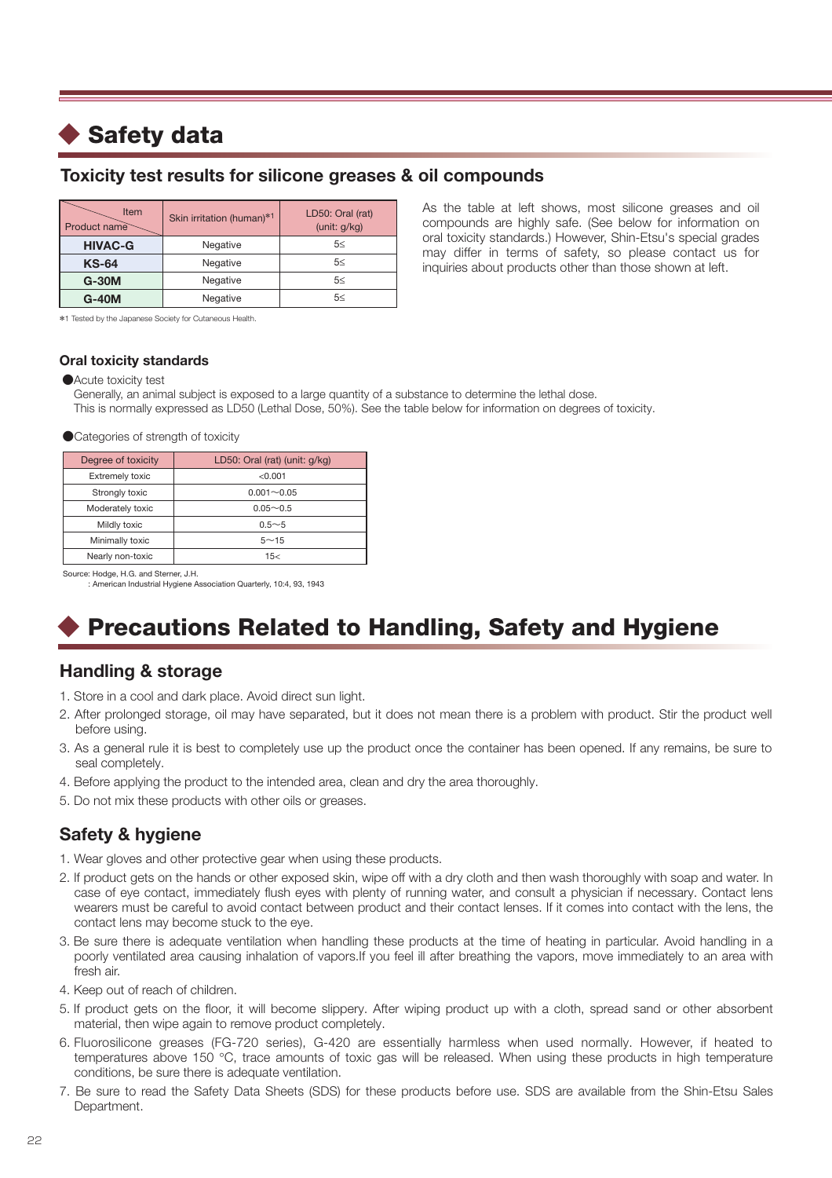# Safety data

## Toxicity test results for silicone greases & oil compounds

| Product name \ Item | Skin irritation (human)*1 | LD50: Oral (rat) (unit: g/kg) |
|---|---|---|
| **HIVAC-G** | Negative | 5≤ |
| **KS-64** | Negative | 5≤ |
| **G-30M** | Negative | 5≤ |
| **G-40M** | Negative | 5≤ |

*1 Tested by the Japanese Society for Cutaneous Health.

As the table at left shows, most silicone greases and oil compounds are highly safe. (See below for information on oral toxicity standards.) However, Shin-Etsu's special grades may differ in terms of safety, so please contact us for inquiries about products other than those shown at left.

### Oral toxicity standards

●Acute toxicity test

Generally, an animal subject is exposed to a large quantity of a substance to determine the lethal dose.
This is normally expressed as LD50 (Lethal Dose, 50%). See the table below for information on degrees of toxicity.

●Categories of strength of toxicity

| Degree of toxicity | LD50: Oral (rat) (unit: g/kg) |
|---|---|
| Extremely toxic | <0.001 |
| Strongly toxic | 0.001〜0.05 |
| Moderately toxic | 0.05〜0.5 |
| Mildly toxic | 0.5〜5 |
| Minimally toxic | 5〜15 |
| Nearly non-toxic | 15< |

Source: Hodge, H.G. and Sterner, J.H.
: American Industrial Hygiene Association Quarterly, 10:4, 93, 1943

# Precautions Related to Handling, Safety and Hygiene

## Handling & storage

1. Store in a cool and dark place. Avoid direct sun light.
2. After prolonged storage, oil may have separated, but it does not mean there is a problem with product. Stir the product well before using.
3. As a general rule it is best to completely use up the product once the container has been opened. If any remains, be sure to seal completely.
4. Before applying the product to the intended area, clean and dry the area thoroughly.
5. Do not mix these products with other oils or greases.

## Safety & hygiene

1. Wear gloves and other protective gear when using these products.
2. If product gets on the hands or other exposed skin, wipe off with a dry cloth and then wash thoroughly with soap and water. In case of eye contact, immediately flush eyes with plenty of running water, and consult a physician if necessary. Contact lens wearers must be careful to avoid contact between product and their contact lenses. If it comes into contact with the lens, the contact lens may become stuck to the eye.
3. Be sure there is adequate ventilation when handling these products at the time of heating in particular. Avoid handling in a poorly ventilated area causing inhalation of vapors.If you feel ill after breathing the vapors, move immediately to an area with fresh air.
4. Keep out of reach of children.
5. If product gets on the floor, it will become slippery. After wiping product up with a cloth, spread sand or other absorbent material, then wipe again to remove product completely.
6. Fluorosilicone greases (FG-720 series), G-420 are essentially harmless when used normally. However, if heated to temperatures above 150 °C, trace amounts of toxic gas will be released. When using these products in high temperature conditions, be sure there is adequate ventilation.
7. Be sure to read the Safety Data Sheets (SDS) for these products before use. SDS are available from the Shin-Etsu Sales Department.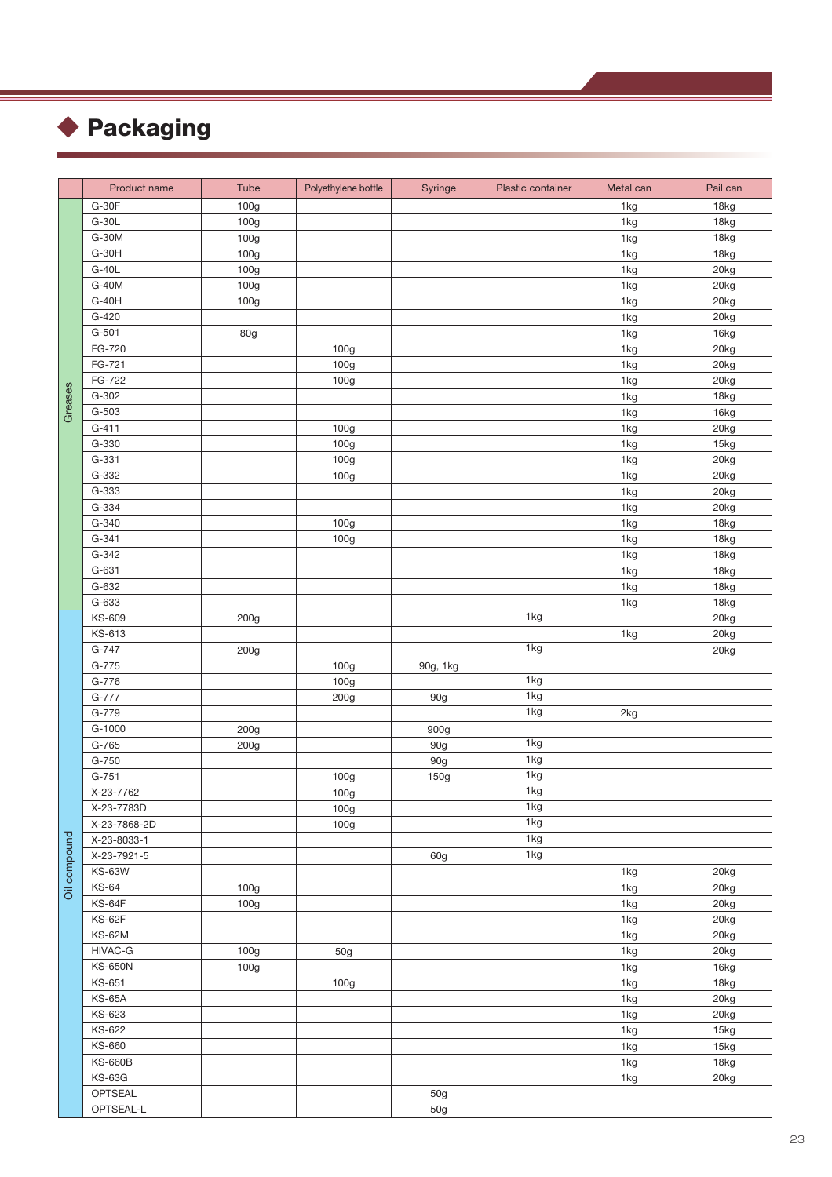# Packaging

| | Product name | Tube | Polyethylene bottle | Syringe | Plastic container | Metal can | Pail can |
|---|---|---|---|---|---|---|---|
| Greases | G-30F | 100g | | | | 1kg | 18kg |
| | G-30L | 100g | | | | 1kg | 18kg |
| | G-30M | 100g | | | | 1kg | 18kg |
| | G-30H | 100g | | | | 1kg | 18kg |
| | G-40L | 100g | | | | 1kg | 20kg |
| | G-40M | 100g | | | | 1kg | 20kg |
| | G-40H | 100g | | | | 1kg | 20kg |
| | G-420 | | | | | 1kg | 20kg |
| | G-501 | 80g | | | | 1kg | 16kg |
| | FG-720 | | 100g | | | 1kg | 20kg |
| | FG-721 | | 100g | | | 1kg | 20kg |
| | FG-722 | | 100g | | | 1kg | 20kg |
| | G-302 | | | | | 1kg | 18kg |
| | G-503 | | | | | 1kg | 16kg |
| | G-411 | | 100g | | | 1kg | 20kg |
| | G-330 | | 100g | | | 1kg | 15kg |
| | G-331 | | 100g | | | 1kg | 20kg |
| | G-332 | | 100g | | | 1kg | 20kg |
| | G-333 | | | | | 1kg | 20kg |
| | G-334 | | | | | 1kg | 20kg |
| | G-340 | | 100g | | | 1kg | 18kg |
| | G-341 | | 100g | | | 1kg | 18kg |
| | G-342 | | | | | 1kg | 18kg |
| | G-631 | | | | | 1kg | 18kg |
| | G-632 | | | | | 1kg | 18kg |
| | G-633 | | | | | 1kg | 18kg |
| Oil compound | KS-609 | 200g | | | 1kg | | 20kg |
| | KS-613 | | | | | 1kg | 20kg |
| | G-747 | 200g | | | 1kg | | 20kg |
| | G-775 | | 100g | 90g, 1kg | | | |
| | G-776 | | 100g | | 1kg | | |
| | G-777 | | 200g | 90g | 1kg | | |
| | G-779 | | | | 1kg | 2kg | |
| | G-1000 | 200g | | 900g | | | |
| | G-765 | 200g | | 90g | 1kg | | |
| | G-750 | | | 90g | 1kg | | |
| | G-751 | | 100g | 150g | 1kg | | |
| | X-23-7762 | | 100g | | 1kg | | |
| | X-23-7783D | | 100g | | 1kg | | |
| | X-23-7868-2D | | 100g | | 1kg | | |
| | X-23-8033-1 | | | | 1kg | | |
| | X-23-7921-5 | | | 60g | 1kg | | |
| | KS-63W | | | | | 1kg | 20kg |
| | KS-64 | 100g | | | | 1kg | 20kg |
| | KS-64F | 100g | | | | 1kg | 20kg |
| | KS-62F | | | | | 1kg | 20kg |
| | KS-62M | | | | | 1kg | 20kg |
| | HIVAC-G | 100g | 50g | | | 1kg | 20kg |
| | KS-650N | 100g | | | | 1kg | 16kg |
| | KS-651 | | 100g | | | 1kg | 18kg |
| | KS-65A | | | | | 1kg | 20kg |
| | KS-623 | | | | | 1kg | 20kg |
| | KS-622 | | | | | 1kg | 15kg |
| | KS-660 | | | | | 1kg | 15kg |
| | KS-660B | | | | | 1kg | 18kg |
| | KS-63G | | | | | 1kg | 20kg |
| | OPTSEAL | | | 50g | | | |
| | OPTSEAL-L | | | 50g | | | |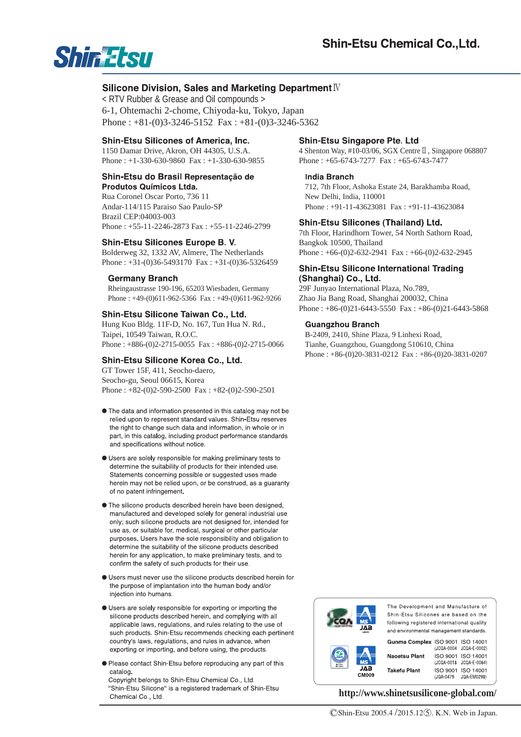Shin-Etsu Chemical Co.,Ltd.

## Silicone Division, Sales and Marketing Department Ⅳ

< RTV Rubber & Grease and Oil compounds >
6-1, Ohtemachi 2-chome, Chiyoda-ku, Tokyo, Japan
Phone : +81-(0)3-3246-5152 Fax : +81-(0)3-3246-5362

**Shin-Etsu Silicones of America, Inc.**
1150 Damar Drive, Akron, OH 44305, U.S.A.
Phone : +1-330-630-9860 Fax : +1-330-630-9855

**Shin-Etsu do Brasil Representação de Produtos Químicos Ltda.**
Rua Coronel Oscar Porto, 736 11
Andar-114/115 Paraiso Sao Paulo-SP
Brazil CEP:04003-003
Phone : +55-11-2246-2873 Fax : +55-11-2246-2799

**Shin-Etsu Silicones Europe B. V.**
Bolderweg 32, 1332 AV, Almere, The Netherlands
Phone : +31-(0)36-5493170 Fax : +31-(0)36-5326459

**Germany Branch**
Rheingaustrasse 190-196, 65203 Wiesbaden, Germany
Phone : +49-(0)611-962-5366 Fax : +49-(0)611-962-9266

**Shin-Etsu Silicone Taiwan Co., Ltd.**
Hung Kuo Bldg. 11F-D, No. 167, Tun Hua N. Rd.,
Taipei, 10549 Taiwan, R.O.C.
Phone : +886-(0)2-2715-0055 Fax : +886-(0)2-2715-0066

**Shin-Etsu Silicone Korea Co., Ltd.**
GT Tower 15F, 411, Seocho-daero,
Seocho-gu, Seoul 06615, Korea
Phone : +82-(0)2-590-2500 Fax : +82-(0)2-590-2501

**Shin-Etsu Singapore Pte. Ltd**
4 Shenton Way, #10-03/06, SGX Centre Ⅱ, Singapore 068807
Phone : +65-6743-7277 Fax : +65-6743-7477

**India Branch**
712, 7th Floor, Ashoka Estate 24, Barakhamba Road,
New Delhi, India, 110001
Phone : +91-11-43623081 Fax : +91-11-43623084

**Shin-Etsu Silicones (Thailand) Ltd.**
7th Floor, Harindhorn Tower, 54 North Sathorn Road,
Bangkok 10500, Thailand
Phone : +66-(0)2-632-2941 Fax : +66-(0)2-632-2945

**Shin-Etsu Silicone International Trading (Shanghai) Co., Ltd.**
29F Junyao International Plaza, No.789,
Zhao Jia Bang Road, Shanghai 200032, China
Phone : +86-(0)21-6443-5550 Fax : +86-(0)21-6443-5868

**Guangzhou Branch**
B-2409, 2410, Shine Plaza, 9 Linhexi Road,
Tianhe, Guangzhou, Guangdong 510610, China
Phone : +86-(0)20-3831-0212 Fax : +86-(0)20-3831-0207

- The data and information presented in this catalog may not be relied upon to represent standard values. Shin-Etsu reserves the right to change such data and information, in whole or in part, in this catalog, including product performance standards and specifications without notice.
- Users are solely responsible for making preliminary tests to determine the suitability of products for their intended use. Statements concerning possible or suggested uses made herein may not be relied upon, or be construed, as a guaranty of no patent infringement.
- The silicone products described herein have been designed, manufactured and developed solely for general industrial use only; such silicone products are not designed for, intended for use as, or suitable for, medical, surgical or other particular purposes. Users have the sole responsibility and obligation to determine the suitability of the silicone products described herein for any application, to make preliminary tests, and to confirm the safety of such products for their use.
- Users must never use the silicone products described herein for the purpose of implantation into the human body and/or injection into humans.
- Users are solely responsible for exporting or importing the silicone products described herein, and complying with all applicable laws, regulations, and rules relating to the use of such products. Shin-Etsu recommends checking each pertinent country's laws, regulations, and rules in advance, when exporting or importing, and before using, the products.
- Please contact Shin-Etsu before reproducing any part of this catalog.
  Copyright belongs to Shin-Etsu Chemical Co., Ltd.
  "Shin-Etsu Silicone" is a registered trademark of Shin-Etsu Chemical Co., Ltd.

The Development and Manufacture of Shin-Etsu Silicones are based on the following registered international quality and environmental management standards.

| | | |
|---|---|---|
| Gunma Complex | ISO 9001 (JCQA-0004) | ISO 14001 (JCQA-E-0002) |
| Naoetsu Plant | ISO 9001 (JCQA-0018) | ISO 14001 (JCQA-E-0064) |
| Takefu Plant | ISO 9001 (JQA-0479) | ISO 14001 (JQA-EM0298) |

JAB CM009

http://www.shinetsusilicone-global.com/

©Shin-Etsu 2005.4 /2015.12⑤. K.N. Web in Japan.